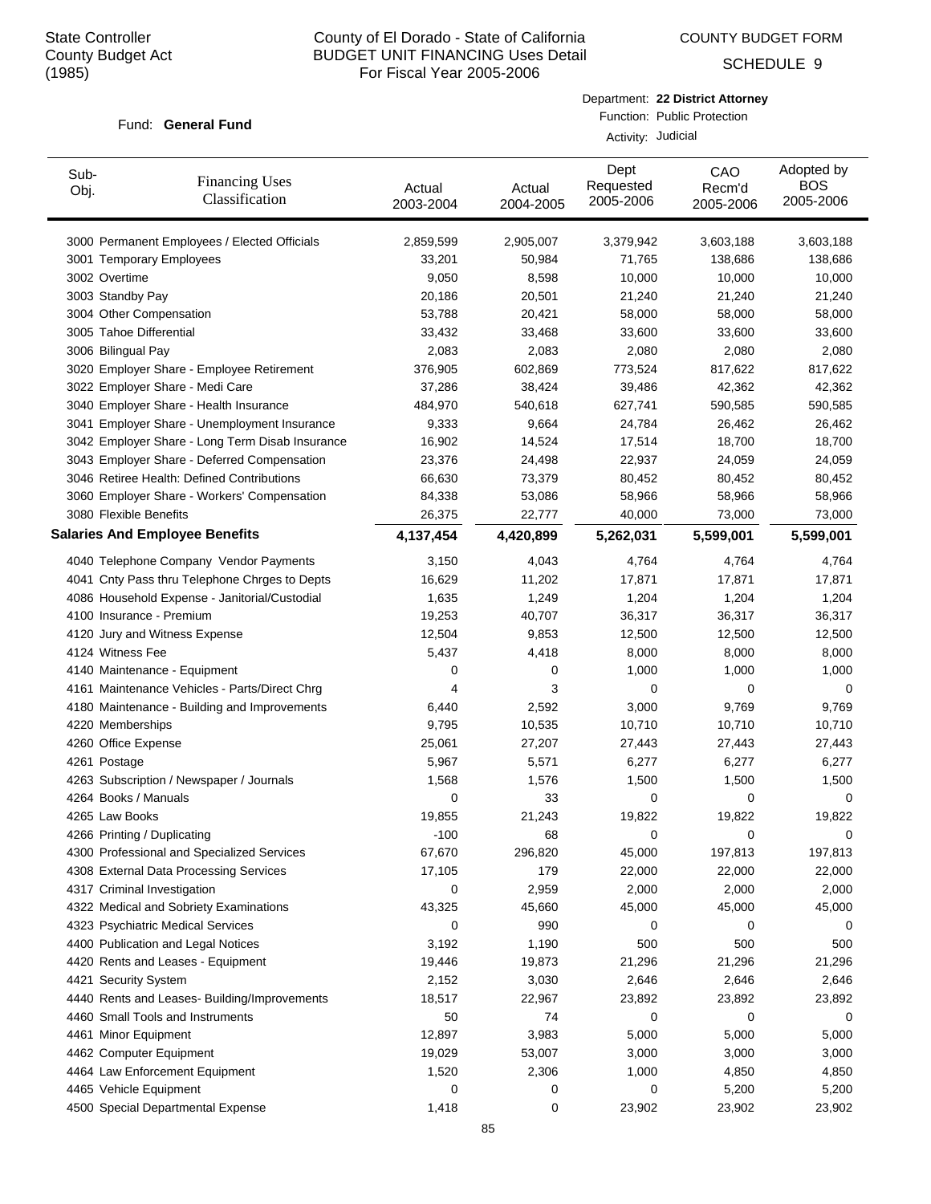State Controller
County Budget Act
(1985)

# County of El Dorado - State of California
## BUDGET UNIT FINANCING Uses Detail
For Fiscal Year 2005-2006

COUNTY BUDGET FORM

SCHEDULE 9

Fund: **General Fund**

Department: **22 District Attorney**
Function: Public Protection
Activity: Judicial

| Sub-Obj. | Financing Uses Classification | Actual 2003-2004 | Actual 2004-2005 | Dept Requested 2005-2006 | CAO Recm'd 2005-2006 | Adopted by BOS 2005-2006 |
|---|---|---|---|---|---|---|
| 3000 | Permanent Employees / Elected Officials | 2,859,599 | 2,905,007 | 3,379,942 | 3,603,188 | 3,603,188 |
| 3001 | Temporary Employees | 33,201 | 50,984 | 71,765 | 138,686 | 138,686 |
| 3002 | Overtime | 9,050 | 8,598 | 10,000 | 10,000 | 10,000 |
| 3003 | Standby Pay | 20,186 | 20,501 | 21,240 | 21,240 | 21,240 |
| 3004 | Other Compensation | 53,788 | 20,421 | 58,000 | 58,000 | 58,000 |
| 3005 | Tahoe Differential | 33,432 | 33,468 | 33,600 | 33,600 | 33,600 |
| 3006 | Bilingual Pay | 2,083 | 2,083 | 2,080 | 2,080 | 2,080 |
| 3020 | Employer Share - Employee Retirement | 376,905 | 602,869 | 773,524 | 817,622 | 817,622 |
| 3022 | Employer Share - Medi Care | 37,286 | 38,424 | 39,486 | 42,362 | 42,362 |
| 3040 | Employer Share - Health Insurance | 484,970 | 540,618 | 627,741 | 590,585 | 590,585 |
| 3041 | Employer Share - Unemployment Insurance | 9,333 | 9,664 | 24,784 | 26,462 | 26,462 |
| 3042 | Employer Share - Long Term Disab Insurance | 16,902 | 14,524 | 17,514 | 18,700 | 18,700 |
| 3043 | Employer Share - Deferred Compensation | 23,376 | 24,498 | 22,937 | 24,059 | 24,059 |
| 3046 | Retiree Health: Defined Contributions | 66,630 | 73,379 | 80,452 | 80,452 | 80,452 |
| 3060 | Employer Share - Workers' Compensation | 84,338 | 53,086 | 58,966 | 58,966 | 58,966 |
| 3080 | Flexible Benefits | 26,375 | 22,777 | 40,000 | 73,000 | 73,000 |
| **Salaries And Employee Benefits** | | **4,137,454** | **4,420,899** | **5,262,031** | **5,599,001** | **5,599,001** |
| 4040 | Telephone Company Vendor Payments | 3,150 | 4,043 | 4,764 | 4,764 | 4,764 |
| 4041 | Cnty Pass thru Telephone Chrges to Depts | 16,629 | 11,202 | 17,871 | 17,871 | 17,871 |
| 4086 | Household Expense - Janitorial/Custodial | 1,635 | 1,249 | 1,204 | 1,204 | 1,204 |
| 4100 | Insurance - Premium | 19,253 | 40,707 | 36,317 | 36,317 | 36,317 |
| 4120 | Jury and Witness Expense | 12,504 | 9,853 | 12,500 | 12,500 | 12,500 |
| 4124 | Witness Fee | 5,437 | 4,418 | 8,000 | 8,000 | 8,000 |
| 4140 | Maintenance - Equipment | 0 | 0 | 1,000 | 1,000 | 1,000 |
| 4161 | Maintenance Vehicles - Parts/Direct Chrg | 4 | 3 | 0 | 0 | 0 |
| 4180 | Maintenance - Building and Improvements | 6,440 | 2,592 | 3,000 | 9,769 | 9,769 |
| 4220 | Memberships | 9,795 | 10,535 | 10,710 | 10,710 | 10,710 |
| 4260 | Office Expense | 25,061 | 27,207 | 27,443 | 27,443 | 27,443 |
| 4261 | Postage | 5,967 | 5,571 | 6,277 | 6,277 | 6,277 |
| 4263 | Subscription / Newspaper / Journals | 1,568 | 1,576 | 1,500 | 1,500 | 1,500 |
| 4264 | Books / Manuals | 0 | 33 | 0 | 0 | 0 |
| 4265 | Law Books | 19,855 | 21,243 | 19,822 | 19,822 | 19,822 |
| 4266 | Printing / Duplicating | -100 | 68 | 0 | 0 | 0 |
| 4300 | Professional and Specialized Services | 67,670 | 296,820 | 45,000 | 197,813 | 197,813 |
| 4308 | External Data Processing Services | 17,105 | 179 | 22,000 | 22,000 | 22,000 |
| 4317 | Criminal Investigation | 0 | 2,959 | 2,000 | 2,000 | 2,000 |
| 4322 | Medical and Sobriety Examinations | 43,325 | 45,660 | 45,000 | 45,000 | 45,000 |
| 4323 | Psychiatric Medical Services | 0 | 990 | 0 | 0 | 0 |
| 4400 | Publication and Legal Notices | 3,192 | 1,190 | 500 | 500 | 500 |
| 4420 | Rents and Leases - Equipment | 19,446 | 19,873 | 21,296 | 21,296 | 21,296 |
| 4421 | Security System | 2,152 | 3,030 | 2,646 | 2,646 | 2,646 |
| 4440 | Rents and Leases- Building/Improvements | 18,517 | 22,967 | 23,892 | 23,892 | 23,892 |
| 4460 | Small Tools and Instruments | 50 | 74 | 0 | 0 | 0 |
| 4461 | Minor Equipment | 12,897 | 3,983 | 5,000 | 5,000 | 5,000 |
| 4462 | Computer Equipment | 19,029 | 53,007 | 3,000 | 3,000 | 3,000 |
| 4464 | Law Enforcement Equipment | 1,520 | 2,306 | 1,000 | 4,850 | 4,850 |
| 4465 | Vehicle Equipment | 0 | 0 | 0 | 5,200 | 5,200 |
| 4500 | Special Departmental Expense | 1,418 | 0 | 23,902 | 23,902 | 23,902 |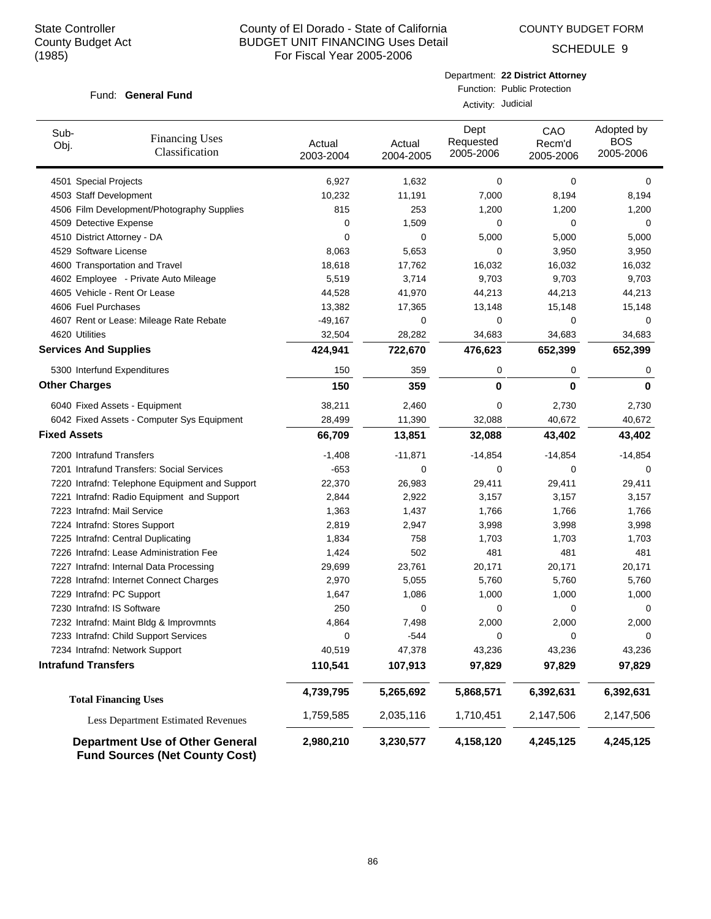State Controller
County Budget Act
(1985)

# County of El Dorado - State of California
## BUDGET UNIT FINANCING Uses Detail
### For Fiscal Year 2005-2006

COUNTY BUDGET FORM
SCHEDULE 9

Fund: **General Fund**

Department: **22 District Attorney**
Function: Public Protection
Activity: Judicial

| Sub-Obj. | Financing Uses Classification | Actual 2003-2004 | Actual 2004-2005 | Dept Requested 2005-2006 | CAO Recm'd 2005-2006 | Adopted by BOS 2005-2006 |
|---|---|---|---|---|---|---|
| 4501 | Special Projects | 6,927 | 1,632 | 0 | 0 | 0 |
| 4503 | Staff Development | 10,232 | 11,191 | 7,000 | 8,194 | 8,194 |
| 4506 | Film Development/Photography Supplies | 815 | 253 | 1,200 | 1,200 | 1,200 |
| 4509 | Detective Expense | 0 | 1,509 | 0 | 0 | 0 |
| 4510 | District Attorney - DA | 0 | 0 | 5,000 | 5,000 | 5,000 |
| 4529 | Software License | 8,063 | 5,653 | 0 | 3,950 | 3,950 |
| 4600 | Transportation and Travel | 18,618 | 17,762 | 16,032 | 16,032 | 16,032 |
| 4602 | Employee - Private Auto Mileage | 5,519 | 3,714 | 9,703 | 9,703 | 9,703 |
| 4605 | Vehicle - Rent Or Lease | 44,528 | 41,970 | 44,213 | 44,213 | 44,213 |
| 4606 | Fuel Purchases | 13,382 | 17,365 | 13,148 | 15,148 | 15,148 |
| 4607 | Rent or Lease: Mileage Rate Rebate | -49,167 | 0 | 0 | 0 | 0 |
| 4620 | Utilities | 32,504 | 28,282 | 34,683 | 34,683 | 34,683 |
| **Services And Supplies** | | **424,941** | **722,670** | **476,623** | **652,399** | **652,399** |
| 5300 | Interfund Expenditures | 150 | 359 | 0 | 0 | 0 |
| **Other Charges** | | **150** | **359** | **0** | **0** | **0** |
| 6040 | Fixed Assets - Equipment | 38,211 | 2,460 | 0 | 2,730 | 2,730 |
| 6042 | Fixed Assets - Computer Sys Equipment | 28,499 | 11,390 | 32,088 | 40,672 | 40,672 |
| **Fixed Assets** | | **66,709** | **13,851** | **32,088** | **43,402** | **43,402** |
| 7200 | Intrafund Transfers | -1,408 | -11,871 | -14,854 | -14,854 | -14,854 |
| 7201 | Intrafund Transfers: Social Services | -653 | 0 | 0 | 0 | 0 |
| 7220 | Intrafnd: Telephone Equipment and Support | 22,370 | 26,983 | 29,411 | 29,411 | 29,411 |
| 7221 | Intrafnd: Radio Equipment and Support | 2,844 | 2,922 | 3,157 | 3,157 | 3,157 |
| 7223 | Intrafnd: Mail Service | 1,363 | 1,437 | 1,766 | 1,766 | 1,766 |
| 7224 | Intrafnd: Stores Support | 2,819 | 2,947 | 3,998 | 3,998 | 3,998 |
| 7225 | Intrafnd: Central Duplicating | 1,834 | 758 | 1,703 | 1,703 | 1,703 |
| 7226 | Intrafnd: Lease Administration Fee | 1,424 | 502 | 481 | 481 | 481 |
| 7227 | Intrafnd: Internal Data Processing | 29,699 | 23,761 | 20,171 | 20,171 | 20,171 |
| 7228 | Intrafnd: Internet Connect Charges | 2,970 | 5,055 | 5,760 | 5,760 | 5,760 |
| 7229 | Intrafnd: PC Support | 1,647 | 1,086 | 1,000 | 1,000 | 1,000 |
| 7230 | Intrafnd: IS Software | 250 | 0 | 0 | 0 | 0 |
| 7232 | Intrafnd: Maint Bldg & Improvmnts | 4,864 | 7,498 | 2,000 | 2,000 | 2,000 |
| 7233 | Intrafnd: Child Support Services | 0 | -544 | 0 | 0 | 0 |
| 7234 | Intrafnd: Network Support | 40,519 | 47,378 | 43,236 | 43,236 | 43,236 |
| **Intrafund Transfers** | | **110,541** | **107,913** | **97,829** | **97,829** | **97,829** |
| **Total Financing Uses** | | **4,739,795** | **5,265,692** | **5,868,571** | **6,392,631** | **6,392,631** |
| Less Department Estimated Revenues | | 1,759,585 | 2,035,116 | 1,710,451 | 2,147,506 | 2,147,506 |
| **Department Use of Other General Fund Sources (Net County Cost)** | | **2,980,210** | **3,230,577** | **4,158,120** | **4,245,125** | **4,245,125** |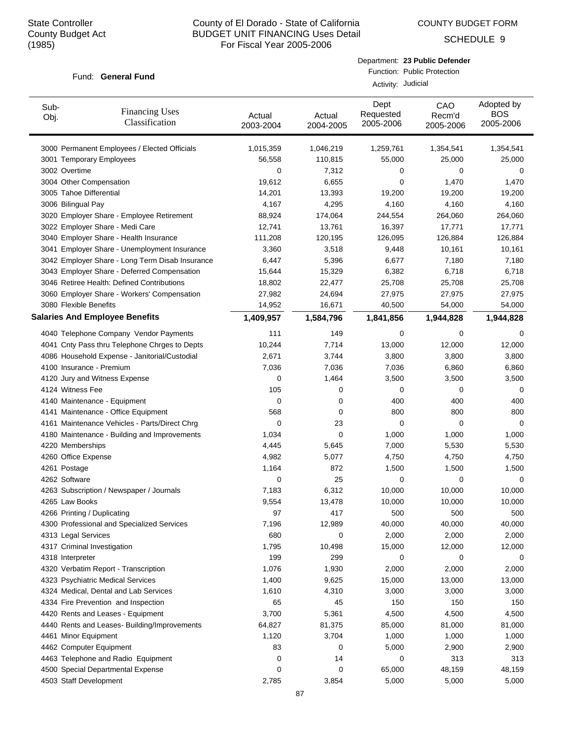State Controller
County Budget Act
(1985)

County of El Dorado - State of California
BUDGET UNIT FINANCING Uses Detail
For Fiscal Year 2005-2006

COUNTY BUDGET FORM
SCHEDULE 9

Fund: **General Fund**

Department: **23 Public Defender**
Function: Public Protection
Activity: Judicial

| Sub-Obj. | Financing Uses Classification | Actual 2003-2004 | Actual 2004-2005 | Dept Requested 2005-2006 | CAO Recm'd 2005-2006 | Adopted by BOS 2005-2006 |
|---|---|---|---|---|---|---|
| 3000 | Permanent Employees / Elected Officials | 1,015,359 | 1,046,219 | 1,259,761 | 1,354,541 | 1,354,541 |
| 3001 | Temporary Employees | 56,558 | 110,815 | 55,000 | 25,000 | 25,000 |
| 3002 | Overtime | 0 | 7,312 | 0 | 0 | 0 |
| 3004 | Other Compensation | 19,612 | 6,655 | 0 | 1,470 | 1,470 |
| 3005 | Tahoe Differential | 14,201 | 13,393 | 19,200 | 19,200 | 19,200 |
| 3006 | Bilingual Pay | 4,167 | 4,295 | 4,160 | 4,160 | 4,160 |
| 3020 | Employer Share - Employee Retirement | 88,924 | 174,064 | 244,554 | 264,060 | 264,060 |
| 3022 | Employer Share - Medi Care | 12,741 | 13,761 | 16,397 | 17,771 | 17,771 |
| 3040 | Employer Share - Health Insurance | 111,208 | 120,195 | 126,095 | 126,884 | 126,884 |
| 3041 | Employer Share - Unemployment Insurance | 3,360 | 3,518 | 9,448 | 10,161 | 10,161 |
| 3042 | Employer Share - Long Term Disab Insurance | 6,447 | 5,396 | 6,677 | 7,180 | 7,180 |
| 3043 | Employer Share - Deferred Compensation | 15,644 | 15,329 | 6,382 | 6,718 | 6,718 |
| 3046 | Retiree Health: Defined Contributions | 18,802 | 22,477 | 25,708 | 25,708 | 25,708 |
| 3060 | Employer Share - Workers' Compensation | 27,982 | 24,694 | 27,975 | 27,975 | 27,975 |
| 3080 | Flexible Benefits | 14,952 | 16,671 | 40,500 | 54,000 | 54,000 |
| | **Salaries And Employee Benefits** | **1,409,957** | **1,584,796** | **1,841,856** | **1,944,828** | **1,944,828** |
| 4040 | Telephone Company Vendor Payments | 111 | 149 | 0 | 0 | 0 |
| 4041 | Cnty Pass thru Telephone Chrges to Depts | 10,244 | 7,714 | 13,000 | 12,000 | 12,000 |
| 4086 | Household Expense - Janitorial/Custodial | 2,671 | 3,744 | 3,800 | 3,800 | 3,800 |
| 4100 | Insurance - Premium | 7,036 | 7,036 | 7,036 | 6,860 | 6,860 |
| 4120 | Jury and Witness Expense | 0 | 1,464 | 3,500 | 3,500 | 3,500 |
| 4124 | Witness Fee | 105 | 0 | 0 | 0 | 0 |
| 4140 | Maintenance - Equipment | 0 | 0 | 400 | 400 | 400 |
| 4141 | Maintenance - Office Equipment | 568 | 0 | 800 | 800 | 800 |
| 4161 | Maintenance Vehicles - Parts/Direct Chrg | 0 | 23 | 0 | 0 | 0 |
| 4180 | Maintenance - Building and Improvements | 1,034 | 0 | 1,000 | 1,000 | 1,000 |
| 4220 | Memberships | 4,445 | 5,645 | 7,000 | 5,530 | 5,530 |
| 4260 | Office Expense | 4,982 | 5,077 | 4,750 | 4,750 | 4,750 |
| 4261 | Postage | 1,164 | 872 | 1,500 | 1,500 | 1,500 |
| 4262 | Software | 0 | 25 | 0 | 0 | 0 |
| 4263 | Subscription / Newspaper / Journals | 7,183 | 6,312 | 10,000 | 10,000 | 10,000 |
| 4265 | Law Books | 9,554 | 13,478 | 10,000 | 10,000 | 10,000 |
| 4266 | Printing / Duplicating | 97 | 417 | 500 | 500 | 500 |
| 4300 | Professional and Specialized Services | 7,196 | 12,989 | 40,000 | 40,000 | 40,000 |
| 4313 | Legal Services | 680 | 0 | 2,000 | 2,000 | 2,000 |
| 4317 | Criminal Investigation | 1,795 | 10,498 | 15,000 | 12,000 | 12,000 |
| 4318 | Interpreter | 199 | 299 | 0 | 0 | 0 |
| 4320 | Verbatim Report - Transcription | 1,076 | 1,930 | 2,000 | 2,000 | 2,000 |
| 4323 | Psychiatric Medical Services | 1,400 | 9,625 | 15,000 | 13,000 | 13,000 |
| 4324 | Medical, Dental and Lab Services | 1,610 | 4,310 | 3,000 | 3,000 | 3,000 |
| 4334 | Fire Prevention and Inspection | 65 | 45 | 150 | 150 | 150 |
| 4420 | Rents and Leases - Equipment | 3,700 | 5,361 | 4,500 | 4,500 | 4,500 |
| 4440 | Rents and Leases- Building/Improvements | 64,827 | 81,375 | 85,000 | 81,000 | 81,000 |
| 4461 | Minor Equipment | 1,120 | 3,704 | 1,000 | 1,000 | 1,000 |
| 4462 | Computer Equipment | 83 | 0 | 5,000 | 2,900 | 2,900 |
| 4463 | Telephone and Radio Equipment | 0 | 14 | 0 | 313 | 313 |
| 4500 | Special Departmental Expense | 0 | 0 | 65,000 | 48,159 | 48,159 |
| 4503 | Staff Development | 2,785 | 3,854 | 5,000 | 5,000 | 5,000 |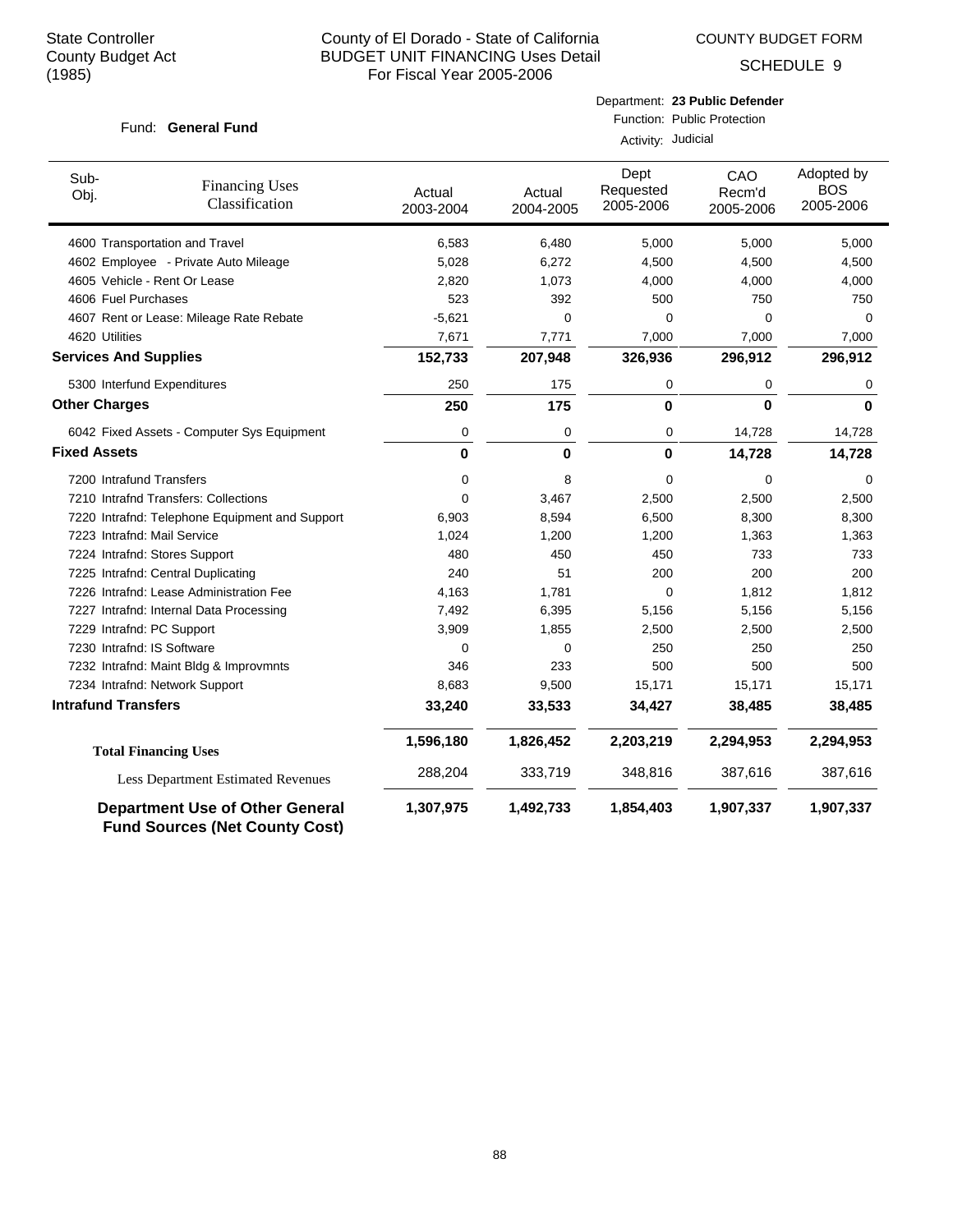State Controller
County Budget Act
(1985)

# County of El Dorado - State of California
## BUDGET UNIT FINANCING Uses Detail
For Fiscal Year 2005-2006

COUNTY BUDGET FORM
SCHEDULE 9

Fund: **General Fund**

Department: **23 Public Defender**
Function: Public Protection
Activity: Judicial

| Sub-Obj. | Financing Uses Classification | Actual 2003-2004 | Actual 2004-2005 | Dept Requested 2005-2006 | CAO Recm'd 2005-2006 | Adopted by BOS 2005-2006 |
|---|---|---|---|---|---|---|
| 4600 | Transportation and Travel | 6,583 | 6,480 | 5,000 | 5,000 | 5,000 |
| 4602 | Employee - Private Auto Mileage | 5,028 | 6,272 | 4,500 | 4,500 | 4,500 |
| 4605 | Vehicle - Rent Or Lease | 2,820 | 1,073 | 4,000 | 4,000 | 4,000 |
| 4606 | Fuel Purchases | 523 | 392 | 500 | 750 | 750 |
| 4607 | Rent or Lease: Mileage Rate Rebate | -5,621 | 0 | 0 | 0 | 0 |
| 4620 | Utilities | 7,671 | 7,771 | 7,000 | 7,000 | 7,000 |
| **Services And Supplies** | | **152,733** | **207,948** | **326,936** | **296,912** | **296,912** |
| 5300 | Interfund Expenditures | 250 | 175 | 0 | 0 | 0 |
| **Other Charges** | | **250** | **175** | **0** | **0** | **0** |
| 6042 | Fixed Assets - Computer Sys Equipment | 0 | 0 | 0 | 14,728 | 14,728 |
| **Fixed Assets** | | **0** | **0** | **0** | **14,728** | **14,728** |
| 7200 | Intrafund Transfers | 0 | 8 | 0 | 0 | 0 |
| 7210 | Intrafnd Transfers: Collections | 0 | 3,467 | 2,500 | 2,500 | 2,500 |
| 7220 | Intrafnd: Telephone Equipment and Support | 6,903 | 8,594 | 6,500 | 8,300 | 8,300 |
| 7223 | Intrafnd: Mail Service | 1,024 | 1,200 | 1,200 | 1,363 | 1,363 |
| 7224 | Intrafnd: Stores Support | 480 | 450 | 450 | 733 | 733 |
| 7225 | Intrafnd: Central Duplicating | 240 | 51 | 200 | 200 | 200 |
| 7226 | Intrafnd: Lease Administration Fee | 4,163 | 1,781 | 0 | 1,812 | 1,812 |
| 7227 | Intrafnd: Internal Data Processing | 7,492 | 6,395 | 5,156 | 5,156 | 5,156 |
| 7229 | Intrafnd: PC Support | 3,909 | 1,855 | 2,500 | 2,500 | 2,500 |
| 7230 | Intrafnd: IS Software | 0 | 0 | 250 | 250 | 250 |
| 7232 | Intrafnd: Maint Bldg & Improvmnts | 346 | 233 | 500 | 500 | 500 |
| 7234 | Intrafnd: Network Support | 8,683 | 9,500 | 15,171 | 15,171 | 15,171 |
| **Intrafund Transfers** | | **33,240** | **33,533** | **34,427** | **38,485** | **38,485** |
| **Total Financing Uses** | | **1,596,180** | **1,826,452** | **2,203,219** | **2,294,953** | **2,294,953** |
| Less Department Estimated Revenues | | 288,204 | 333,719 | 348,816 | 387,616 | 387,616 |
| **Department Use of Other General Fund Sources (Net County Cost)** | | **1,307,975** | **1,492,733** | **1,854,403** | **1,907,337** | **1,907,337** |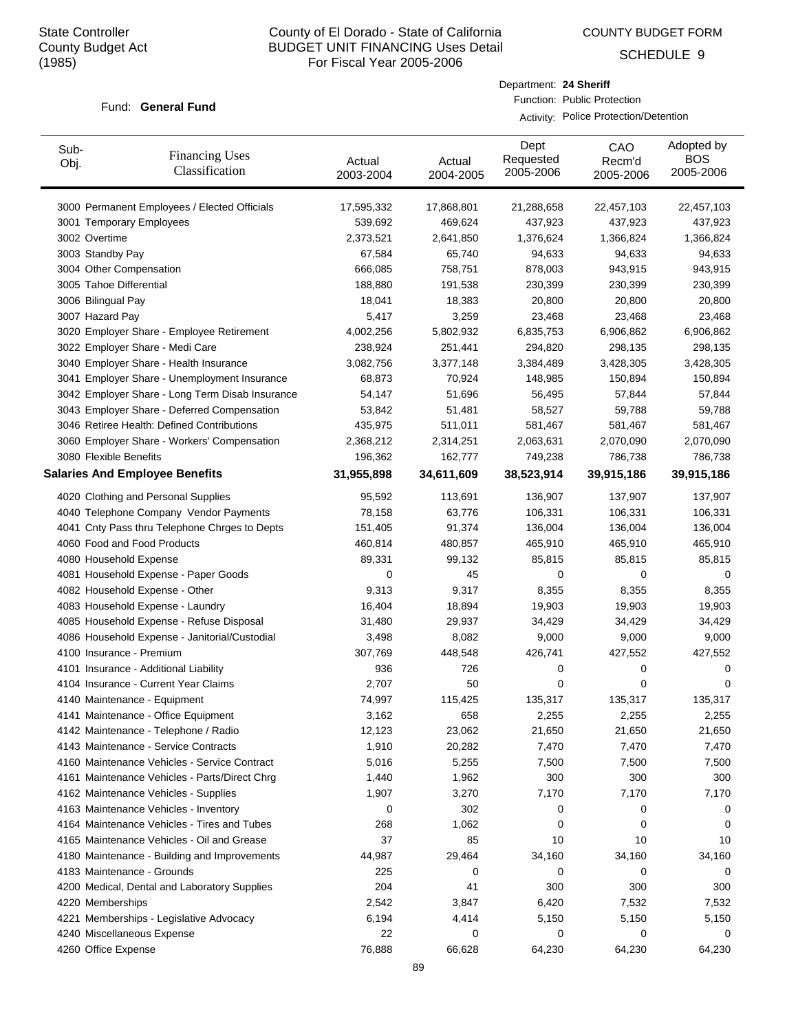State Controller
County Budget Act
(1985)

# County of El Dorado - State of California
## BUDGET UNIT FINANCING Uses Detail
### For Fiscal Year 2005-2006

COUNTY BUDGET FORM
SCHEDULE 9

Fund: **General Fund**

Department: **24 Sheriff**
Function: Public Protection
Activity: Police Protection/Detention

| Sub-Obj. | Financing Uses Classification | Actual 2003-2004 | Actual 2004-2005 | Dept Requested 2005-2006 | CAO Recm'd 2005-2006 | Adopted by BOS 2005-2006 |
|---|---|---|---|---|---|---|
| 3000 | Permanent Employees / Elected Officials | 17,595,332 | 17,868,801 | 21,288,658 | 22,457,103 | 22,457,103 |
| 3001 | Temporary Employees | 539,692 | 469,624 | 437,923 | 437,923 | 437,923 |
| 3002 | Overtime | 2,373,521 | 2,641,850 | 1,376,624 | 1,366,824 | 1,366,824 |
| 3003 | Standby Pay | 67,584 | 65,740 | 94,633 | 94,633 | 94,633 |
| 3004 | Other Compensation | 666,085 | 758,751 | 878,003 | 943,915 | 943,915 |
| 3005 | Tahoe Differential | 188,880 | 191,538 | 230,399 | 230,399 | 230,399 |
| 3006 | Bilingual Pay | 18,041 | 18,383 | 20,800 | 20,800 | 20,800 |
| 3007 | Hazard Pay | 5,417 | 3,259 | 23,468 | 23,468 | 23,468 |
| 3020 | Employer Share - Employee Retirement | 4,002,256 | 5,802,932 | 6,835,753 | 6,906,862 | 6,906,862 |
| 3022 | Employer Share - Medi Care | 238,924 | 251,441 | 294,820 | 298,135 | 298,135 |
| 3040 | Employer Share - Health Insurance | 3,082,756 | 3,377,148 | 3,384,489 | 3,428,305 | 3,428,305 |
| 3041 | Employer Share - Unemployment Insurance | 68,873 | 70,924 | 148,985 | 150,894 | 150,894 |
| 3042 | Employer Share - Long Term Disab Insurance | 54,147 | 51,696 | 56,495 | 57,844 | 57,844 |
| 3043 | Employer Share - Deferred Compensation | 53,842 | 51,481 | 58,527 | 59,788 | 59,788 |
| 3046 | Retiree Health: Defined Contributions | 435,975 | 511,011 | 581,467 | 581,467 | 581,467 |
| 3060 | Employer Share - Workers' Compensation | 2,368,212 | 2,314,251 | 2,063,631 | 2,070,090 | 2,070,090 |
| 3080 | Flexible Benefits | 196,362 | 162,777 | 749,238 | 786,738 | 786,738 |
| **Salaries And Employee Benefits** | | **31,955,898** | **34,611,609** | **38,523,914** | **39,915,186** | **39,915,186** |
| 4020 | Clothing and Personal Supplies | 95,592 | 113,691 | 136,907 | 137,907 | 137,907 |
| 4040 | Telephone Company Vendor Payments | 78,158 | 63,776 | 106,331 | 106,331 | 106,331 |
| 4041 | Cnty Pass thru Telephone Chrges to Depts | 151,405 | 91,374 | 136,004 | 136,004 | 136,004 |
| 4060 | Food and Food Products | 460,814 | 480,857 | 465,910 | 465,910 | 465,910 |
| 4080 | Household Expense | 89,331 | 99,132 | 85,815 | 85,815 | 85,815 |
| 4081 | Household Expense - Paper Goods | 0 | 45 | 0 | 0 | 0 |
| 4082 | Household Expense - Other | 9,313 | 9,317 | 8,355 | 8,355 | 8,355 |
| 4083 | Household Expense - Laundry | 16,404 | 18,894 | 19,903 | 19,903 | 19,903 |
| 4085 | Household Expense - Refuse Disposal | 31,480 | 29,937 | 34,429 | 34,429 | 34,429 |
| 4086 | Household Expense - Janitorial/Custodial | 3,498 | 8,082 | 9,000 | 9,000 | 9,000 |
| 4100 | Insurance - Premium | 307,769 | 448,548 | 426,741 | 427,552 | 427,552 |
| 4101 | Insurance - Additional Liability | 936 | 726 | 0 | 0 | 0 |
| 4104 | Insurance - Current Year Claims | 2,707 | 50 | 0 | 0 | 0 |
| 4140 | Maintenance - Equipment | 74,997 | 115,425 | 135,317 | 135,317 | 135,317 |
| 4141 | Maintenance - Office Equipment | 3,162 | 658 | 2,255 | 2,255 | 2,255 |
| 4142 | Maintenance - Telephone / Radio | 12,123 | 23,062 | 21,650 | 21,650 | 21,650 |
| 4143 | Maintenance - Service Contracts | 1,910 | 20,282 | 7,470 | 7,470 | 7,470 |
| 4160 | Maintenance Vehicles - Service Contract | 5,016 | 5,255 | 7,500 | 7,500 | 7,500 |
| 4161 | Maintenance Vehicles - Parts/Direct Chrg | 1,440 | 1,962 | 300 | 300 | 300 |
| 4162 | Maintenance Vehicles - Supplies | 1,907 | 3,270 | 7,170 | 7,170 | 7,170 |
| 4163 | Maintenance Vehicles - Inventory | 0 | 302 | 0 | 0 | 0 |
| 4164 | Maintenance Vehicles - Tires and Tubes | 268 | 1,062 | 0 | 0 | 0 |
| 4165 | Maintenance Vehicles - Oil and Grease | 37 | 85 | 10 | 10 | 10 |
| 4180 | Maintenance - Building and Improvements | 44,987 | 29,464 | 34,160 | 34,160 | 34,160 |
| 4183 | Maintenance - Grounds | 225 | 0 | 0 | 0 | 0 |
| 4200 | Medical, Dental and Laboratory Supplies | 204 | 41 | 300 | 300 | 300 |
| 4220 | Memberships | 2,542 | 3,847 | 6,420 | 7,532 | 7,532 |
| 4221 | Memberships - Legislative Advocacy | 6,194 | 4,414 | 5,150 | 5,150 | 5,150 |
| 4240 | Miscellaneous Expense | 22 | 0 | 0 | 0 | 0 |
| 4260 | Office Expense | 76,888 | 66,628 | 64,230 | 64,230 | 64,230 |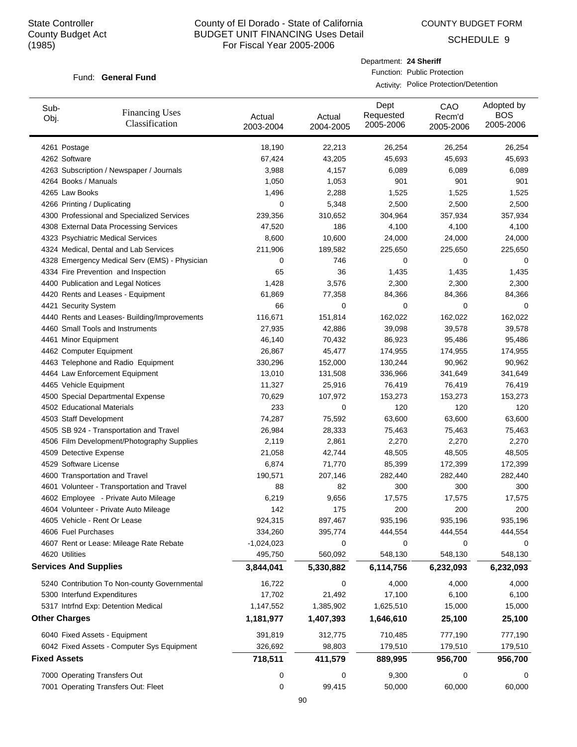State Controller
County Budget Act
(1985)

# County of El Dorado - State of California
## BUDGET UNIT FINANCING Uses Detail
For Fiscal Year 2005-2006

COUNTY BUDGET FORM

SCHEDULE 9

Fund: **General Fund**

Department: **24 Sheriff**
Function: Public Protection
Activity: Police Protection/Detention

| Sub-Obj. | Financing Uses Classification | Actual 2003-2004 | Actual 2004-2005 | Dept Requested 2005-2006 | CAO Recm'd 2005-2006 | Adopted by BOS 2005-2006 |
|---|---|---|---|---|---|---|
| 4261 | Postage | 18,190 | 22,213 | 26,254 | 26,254 | 26,254 |
| 4262 | Software | 67,424 | 43,205 | 45,693 | 45,693 | 45,693 |
| 4263 | Subscription / Newspaper / Journals | 3,988 | 4,157 | 6,089 | 6,089 | 6,089 |
| 4264 | Books / Manuals | 1,050 | 1,053 | 901 | 901 | 901 |
| 4265 | Law Books | 1,496 | 2,288 | 1,525 | 1,525 | 1,525 |
| 4266 | Printing / Duplicating | 0 | 5,348 | 2,500 | 2,500 | 2,500 |
| 4300 | Professional and Specialized Services | 239,356 | 310,652 | 304,964 | 357,934 | 357,934 |
| 4308 | External Data Processing Services | 47,520 | 186 | 4,100 | 4,100 | 4,100 |
| 4323 | Psychiatric Medical Services | 8,600 | 10,600 | 24,000 | 24,000 | 24,000 |
| 4324 | Medical, Dental and Lab Services | 211,906 | 189,582 | 225,650 | 225,650 | 225,650 |
| 4328 | Emergency Medical Serv (EMS) - Physician | 0 | 746 | 0 | 0 | 0 |
| 4334 | Fire Prevention and Inspection | 65 | 36 | 1,435 | 1,435 | 1,435 |
| 4400 | Publication and Legal Notices | 1,428 | 3,576 | 2,300 | 2,300 | 2,300 |
| 4420 | Rents and Leases - Equipment | 61,869 | 77,358 | 84,366 | 84,366 | 84,366 |
| 4421 | Security System | 66 | 0 | 0 | 0 | 0 |
| 4440 | Rents and Leases- Building/Improvements | 116,671 | 151,814 | 162,022 | 162,022 | 162,022 |
| 4460 | Small Tools and Instruments | 27,935 | 42,886 | 39,098 | 39,578 | 39,578 |
| 4461 | Minor Equipment | 46,140 | 70,432 | 86,923 | 95,486 | 95,486 |
| 4462 | Computer Equipment | 26,867 | 45,477 | 174,955 | 174,955 | 174,955 |
| 4463 | Telephone and Radio Equipment | 330,296 | 152,000 | 130,244 | 90,962 | 90,962 |
| 4464 | Law Enforcement Equipment | 13,010 | 131,508 | 336,966 | 341,649 | 341,649 |
| 4465 | Vehicle Equipment | 11,327 | 25,916 | 76,419 | 76,419 | 76,419 |
| 4500 | Special Departmental Expense | 70,629 | 107,972 | 153,273 | 153,273 | 153,273 |
| 4502 | Educational Materials | 233 | 0 | 120 | 120 | 120 |
| 4503 | Staff Development | 74,287 | 75,592 | 63,600 | 63,600 | 63,600 |
| 4505 | SB 924 - Transportation and Travel | 26,984 | 28,333 | 75,463 | 75,463 | 75,463 |
| 4506 | Film Development/Photography Supplies | 2,119 | 2,861 | 2,270 | 2,270 | 2,270 |
| 4509 | Detective Expense | 21,058 | 42,744 | 48,505 | 48,505 | 48,505 |
| 4529 | Software License | 6,874 | 71,770 | 85,399 | 172,399 | 172,399 |
| 4600 | Transportation and Travel | 190,571 | 207,146 | 282,440 | 282,440 | 282,440 |
| 4601 | Volunteer - Transportation and Travel | 88 | 82 | 300 | 300 | 300 |
| 4602 | Employee - Private Auto Mileage | 6,219 | 9,656 | 17,575 | 17,575 | 17,575 |
| 4604 | Volunteer - Private Auto Mileage | 142 | 175 | 200 | 200 | 200 |
| 4605 | Vehicle - Rent Or Lease | 924,315 | 897,467 | 935,196 | 935,196 | 935,196 |
| 4606 | Fuel Purchases | 334,260 | 395,774 | 444,554 | 444,554 | 444,554 |
| 4607 | Rent or Lease: Mileage Rate Rebate | -1,024,023 | 0 | 0 | 0 | 0 |
| 4620 | Utilities | 495,750 | 560,092 | 548,130 | 548,130 | 548,130 |
| **Services And Supplies** | | **3,844,041** | **5,330,882** | **6,114,756** | **6,232,093** | **6,232,093** |
| 5240 | Contribution To Non-county Governmental | 16,722 | 0 | 4,000 | 4,000 | 4,000 |
| 5300 | Interfund Expenditures | 17,702 | 21,492 | 17,100 | 6,100 | 6,100 |
| 5317 | Intrfnd Exp: Detention Medical | 1,147,552 | 1,385,902 | 1,625,510 | 15,000 | 15,000 |
| **Other Charges** | | **1,181,977** | **1,407,393** | **1,646,610** | **25,100** | **25,100** |
| 6040 | Fixed Assets - Equipment | 391,819 | 312,775 | 710,485 | 777,190 | 777,190 |
| 6042 | Fixed Assets - Computer Sys Equipment | 326,692 | 98,803 | 179,510 | 179,510 | 179,510 |
| **Fixed Assets** | | **718,511** | **411,579** | **889,995** | **956,700** | **956,700** |
| 7000 | Operating Transfers Out | 0 | 0 | 9,300 | 0 | 0 |
| 7001 | Operating Transfers Out: Fleet | 0 | 99,415 | 50,000 | 60,000 | 60,000 |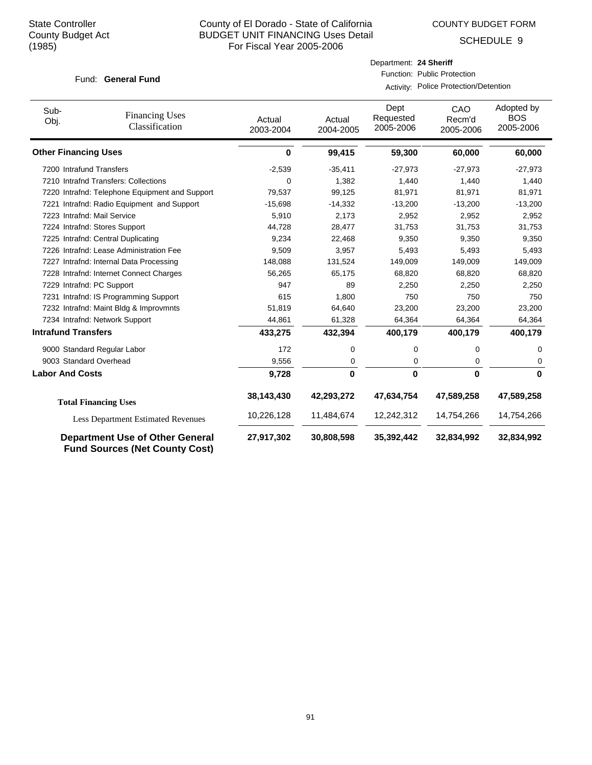State Controller
County Budget Act
(1985)

# County of El Dorado - State of California
## BUDGET UNIT FINANCING Uses Detail
## For Fiscal Year 2005-2006

COUNTY BUDGET FORM

SCHEDULE 9

Fund: **General Fund**

Department: **24 Sheriff**
Function: Public Protection
Activity: Police Protection/Detention

| Sub-Obj. | Financing Uses Classification | Actual 2003-2004 | Actual 2004-2005 | Dept Requested 2005-2006 | CAO Recm'd 2005-2006 | Adopted by BOS 2005-2006 |
|---|---|---|---|---|---|---|
| **Other Financing Uses** | | **0** | **99,415** | **59,300** | **60,000** | **60,000** |
| 7200 | Intrafund Transfers | -2,539 | -35,411 | -27,973 | -27,973 | -27,973 |
| 7210 | Intrafnd Transfers: Collections | 0 | 1,382 | 1,440 | 1,440 | 1,440 |
| 7220 | Intrafnd: Telephone Equipment and Support | 79,537 | 99,125 | 81,971 | 81,971 | 81,971 |
| 7221 | Intrafnd: Radio Equipment and Support | -15,698 | -14,332 | -13,200 | -13,200 | -13,200 |
| 7223 | Intrafnd: Mail Service | 5,910 | 2,173 | 2,952 | 2,952 | 2,952 |
| 7224 | Intrafnd: Stores Support | 44,728 | 28,477 | 31,753 | 31,753 | 31,753 |
| 7225 | Intrafnd: Central Duplicating | 9,234 | 22,468 | 9,350 | 9,350 | 9,350 |
| 7226 | Intrafnd: Lease Administration Fee | 9,509 | 3,957 | 5,493 | 5,493 | 5,493 |
| 7227 | Intrafnd: Internal Data Processing | 148,088 | 131,524 | 149,009 | 149,009 | 149,009 |
| 7228 | Intrafnd: Internet Connect Charges | 56,265 | 65,175 | 68,820 | 68,820 | 68,820 |
| 7229 | Intrafnd: PC Support | 947 | 89 | 2,250 | 2,250 | 2,250 |
| 7231 | Intrafnd: IS Programming Support | 615 | 1,800 | 750 | 750 | 750 |
| 7232 | Intrafnd: Maint Bldg & Improvmnts | 51,819 | 64,640 | 23,200 | 23,200 | 23,200 |
| 7234 | Intrafnd: Network Support | 44,861 | 61,328 | 64,364 | 64,364 | 64,364 |
| **Intrafund Transfers** | | **433,275** | **432,394** | **400,179** | **400,179** | **400,179** |
| 9000 | Standard Regular Labor | 172 | 0 | 0 | 0 | 0 |
| 9003 | Standard Overhead | 9,556 | 0 | 0 | 0 | 0 |
| **Labor And Costs** | | **9,728** | **0** | **0** | **0** | **0** |
| **Total Financing Uses** | | **38,143,430** | **42,293,272** | **47,634,754** | **47,589,258** | **47,589,258** |
| Less Department Estimated Revenues | | 10,226,128 | 11,484,674 | 12,242,312 | 14,754,266 | 14,754,266 |
| **Department Use of Other General Fund Sources (Net County Cost)** | | **27,917,302** | **30,808,598** | **35,392,442** | **32,834,992** | **32,834,992** |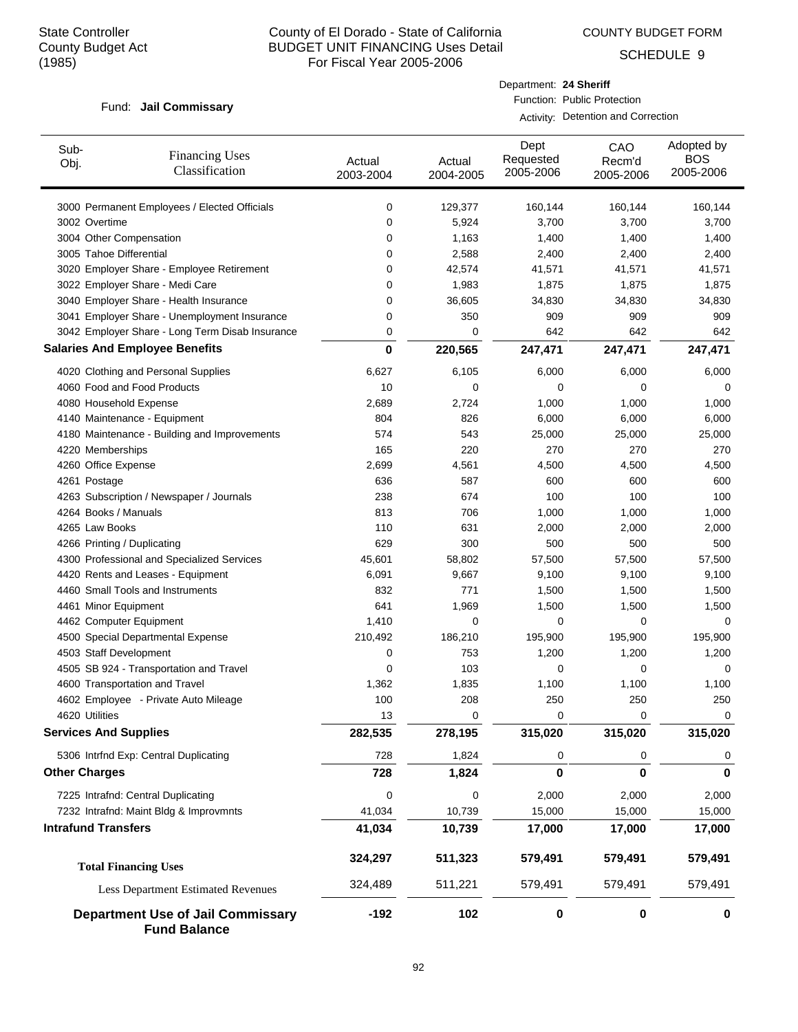State Controller
County Budget Act
(1985)

# County of El Dorado - State of California
## BUDGET UNIT FINANCING Uses Detail
### For Fiscal Year 2005-2006

COUNTY BUDGET FORM
SCHEDULE 9

Fund: **Jail Commissary**

Department: **24 Sheriff**
Function: Public Protection
Activity: Detention and Correction

| Sub-Obj. | Financing Uses Classification | Actual 2003-2004 | Actual 2004-2005 | Dept Requested 2005-2006 | CAO Recm'd 2005-2006 | Adopted by BOS 2005-2006 |
|---|---|---|---|---|---|---|
| 3000 | Permanent Employees / Elected Officials | 0 | 129,377 | 160,144 | 160,144 | 160,144 |
| 3002 | Overtime | 0 | 5,924 | 3,700 | 3,700 | 3,700 |
| 3004 | Other Compensation | 0 | 1,163 | 1,400 | 1,400 | 1,400 |
| 3005 | Tahoe Differential | 0 | 2,588 | 2,400 | 2,400 | 2,400 |
| 3020 | Employer Share - Employee Retirement | 0 | 42,574 | 41,571 | 41,571 | 41,571 |
| 3022 | Employer Share - Medi Care | 0 | 1,983 | 1,875 | 1,875 | 1,875 |
| 3040 | Employer Share - Health Insurance | 0 | 36,605 | 34,830 | 34,830 | 34,830 |
| 3041 | Employer Share - Unemployment Insurance | 0 | 350 | 909 | 909 | 909 |
| 3042 | Employer Share - Long Term Disab Insurance | 0 | 0 | 642 | 642 | 642 |
| **Salaries And Employee Benefits** | | **0** | **220,565** | **247,471** | **247,471** | **247,471** |
| 4020 | Clothing and Personal Supplies | 6,627 | 6,105 | 6,000 | 6,000 | 6,000 |
| 4060 | Food and Food Products | 10 | 0 | 0 | 0 | 0 |
| 4080 | Household Expense | 2,689 | 2,724 | 1,000 | 1,000 | 1,000 |
| 4140 | Maintenance - Equipment | 804 | 826 | 6,000 | 6,000 | 6,000 |
| 4180 | Maintenance - Building and Improvements | 574 | 543 | 25,000 | 25,000 | 25,000 |
| 4220 | Memberships | 165 | 220 | 270 | 270 | 270 |
| 4260 | Office Expense | 2,699 | 4,561 | 4,500 | 4,500 | 4,500 |
| 4261 | Postage | 636 | 587 | 600 | 600 | 600 |
| 4263 | Subscription / Newspaper / Journals | 238 | 674 | 100 | 100 | 100 |
| 4264 | Books / Manuals | 813 | 706 | 1,000 | 1,000 | 1,000 |
| 4265 | Law Books | 110 | 631 | 2,000 | 2,000 | 2,000 |
| 4266 | Printing / Duplicating | 629 | 300 | 500 | 500 | 500 |
| 4300 | Professional and Specialized Services | 45,601 | 58,802 | 57,500 | 57,500 | 57,500 |
| 4420 | Rents and Leases - Equipment | 6,091 | 9,667 | 9,100 | 9,100 | 9,100 |
| 4460 | Small Tools and Instruments | 832 | 771 | 1,500 | 1,500 | 1,500 |
| 4461 | Minor Equipment | 641 | 1,969 | 1,500 | 1,500 | 1,500 |
| 4462 | Computer Equipment | 1,410 | 0 | 0 | 0 | 0 |
| 4500 | Special Departmental Expense | 210,492 | 186,210 | 195,900 | 195,900 | 195,900 |
| 4503 | Staff Development | 0 | 753 | 1,200 | 1,200 | 1,200 |
| 4505 | SB 924 - Transportation and Travel | 0 | 103 | 0 | 0 | 0 |
| 4600 | Transportation and Travel | 1,362 | 1,835 | 1,100 | 1,100 | 1,100 |
| 4602 | Employee - Private Auto Mileage | 100 | 208 | 250 | 250 | 250 |
| 4620 | Utilities | 13 | 0 | 0 | 0 | 0 |
| **Services And Supplies** | | **282,535** | **278,195** | **315,020** | **315,020** | **315,020** |
| 5306 | Intrfnd Exp: Central Duplicating | 728 | 1,824 | 0 | 0 | 0 |
| **Other Charges** | | **728** | **1,824** | **0** | **0** | **0** |
| 7225 | Intrafnd: Central Duplicating | 0 | 0 | 2,000 | 2,000 | 2,000 |
| 7232 | Intrafnd: Maint Bldg & Improvmnts | 41,034 | 10,739 | 15,000 | 15,000 | 15,000 |
| **Intrafund Transfers** | | **41,034** | **10,739** | **17,000** | **17,000** | **17,000** |
| **Total Financing Uses** | | **324,297** | **511,323** | **579,491** | **579,491** | **579,491** |
| Less Department Estimated Revenues | | 324,489 | 511,221 | 579,491 | 579,491 | 579,491 |
| **Department Use of Jail Commissary Fund Balance** | | **-192** | **102** | **0** | **0** | **0** |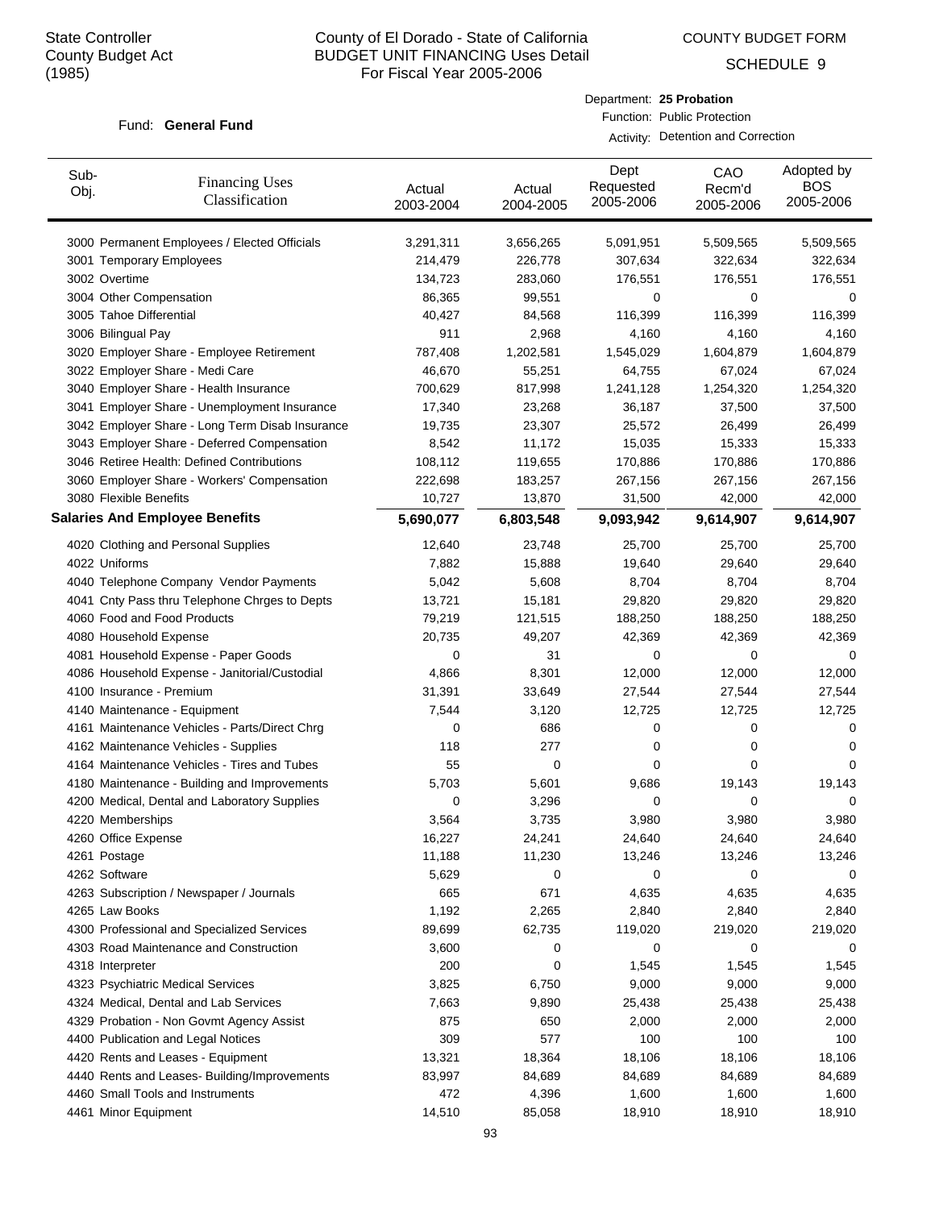State Controller
County Budget Act
(1985)

# County of El Dorado - State of California
## BUDGET UNIT FINANCING Uses Detail
### For Fiscal Year 2005-2006

COUNTY BUDGET FORM

SCHEDULE 9

Fund: **General Fund**

Department: **25 Probation**
Function: Public Protection
Activity: Detention and Correction

| Sub-Obj. | Financing Uses Classification | Actual 2003-2004 | Actual 2004-2005 | Dept Requested 2005-2006 | CAO Recm'd 2005-2006 | Adopted by BOS 2005-2006 |
|---|---|---|---|---|---|---|
| 3000 | Permanent Employees / Elected Officials | 3,291,311 | 3,656,265 | 5,091,951 | 5,509,565 | 5,509,565 |
| 3001 | Temporary Employees | 214,479 | 226,778 | 307,634 | 322,634 | 322,634 |
| 3002 | Overtime | 134,723 | 283,060 | 176,551 | 176,551 | 176,551 |
| 3004 | Other Compensation | 86,365 | 99,551 | 0 | 0 | 0 |
| 3005 | Tahoe Differential | 40,427 | 84,568 | 116,399 | 116,399 | 116,399 |
| 3006 | Bilingual Pay | 911 | 2,968 | 4,160 | 4,160 | 4,160 |
| 3020 | Employer Share - Employee Retirement | 787,408 | 1,202,581 | 1,545,029 | 1,604,879 | 1,604,879 |
| 3022 | Employer Share - Medi Care | 46,670 | 55,251 | 64,755 | 67,024 | 67,024 |
| 3040 | Employer Share - Health Insurance | 700,629 | 817,998 | 1,241,128 | 1,254,320 | 1,254,320 |
| 3041 | Employer Share - Unemployment Insurance | 17,340 | 23,268 | 36,187 | 37,500 | 37,500 |
| 3042 | Employer Share - Long Term Disab Insurance | 19,735 | 23,307 | 25,572 | 26,499 | 26,499 |
| 3043 | Employer Share - Deferred Compensation | 8,542 | 11,172 | 15,035 | 15,333 | 15,333 |
| 3046 | Retiree Health: Defined Contributions | 108,112 | 119,655 | 170,886 | 170,886 | 170,886 |
| 3060 | Employer Share - Workers' Compensation | 222,698 | 183,257 | 267,156 | 267,156 | 267,156 |
| 3080 | Flexible Benefits | 10,727 | 13,870 | 31,500 | 42,000 | 42,000 |
| **Salaries And Employee Benefits** | | **5,690,077** | **6,803,548** | **9,093,942** | **9,614,907** | **9,614,907** |
| 4020 | Clothing and Personal Supplies | 12,640 | 23,748 | 25,700 | 25,700 | 25,700 |
| 4022 | Uniforms | 7,882 | 15,888 | 19,640 | 29,640 | 29,640 |
| 4040 | Telephone Company Vendor Payments | 5,042 | 5,608 | 8,704 | 8,704 | 8,704 |
| 4041 | Cnty Pass thru Telephone Chrges to Depts | 13,721 | 15,181 | 29,820 | 29,820 | 29,820 |
| 4060 | Food and Food Products | 79,219 | 121,515 | 188,250 | 188,250 | 188,250 |
| 4080 | Household Expense | 20,735 | 49,207 | 42,369 | 42,369 | 42,369 |
| 4081 | Household Expense - Paper Goods | 0 | 31 | 0 | 0 | 0 |
| 4086 | Household Expense - Janitorial/Custodial | 4,866 | 8,301 | 12,000 | 12,000 | 12,000 |
| 4100 | Insurance - Premium | 31,391 | 33,649 | 27,544 | 27,544 | 27,544 |
| 4140 | Maintenance - Equipment | 7,544 | 3,120 | 12,725 | 12,725 | 12,725 |
| 4161 | Maintenance Vehicles - Parts/Direct Chrg | 0 | 686 | 0 | 0 | 0 |
| 4162 | Maintenance Vehicles - Supplies | 118 | 277 | 0 | 0 | 0 |
| 4164 | Maintenance Vehicles - Tires and Tubes | 55 | 0 | 0 | 0 | 0 |
| 4180 | Maintenance - Building and Improvements | 5,703 | 5,601 | 9,686 | 19,143 | 19,143 |
| 4200 | Medical, Dental and Laboratory Supplies | 0 | 3,296 | 0 | 0 | 0 |
| 4220 | Memberships | 3,564 | 3,735 | 3,980 | 3,980 | 3,980 |
| 4260 | Office Expense | 16,227 | 24,241 | 24,640 | 24,640 | 24,640 |
| 4261 | Postage | 11,188 | 11,230 | 13,246 | 13,246 | 13,246 |
| 4262 | Software | 5,629 | 0 | 0 | 0 | 0 |
| 4263 | Subscription / Newspaper / Journals | 665 | 671 | 4,635 | 4,635 | 4,635 |
| 4265 | Law Books | 1,192 | 2,265 | 2,840 | 2,840 | 2,840 |
| 4300 | Professional and Specialized Services | 89,699 | 62,735 | 119,020 | 219,020 | 219,020 |
| 4303 | Road Maintenance and Construction | 3,600 | 0 | 0 | 0 | 0 |
| 4318 | Interpreter | 200 | 0 | 1,545 | 1,545 | 1,545 |
| 4323 | Psychiatric Medical Services | 3,825 | 6,750 | 9,000 | 9,000 | 9,000 |
| 4324 | Medical, Dental and Lab Services | 7,663 | 9,890 | 25,438 | 25,438 | 25,438 |
| 4329 | Probation - Non Govmt Agency Assist | 875 | 650 | 2,000 | 2,000 | 2,000 |
| 4400 | Publication and Legal Notices | 309 | 577 | 100 | 100 | 100 |
| 4420 | Rents and Leases - Equipment | 13,321 | 18,364 | 18,106 | 18,106 | 18,106 |
| 4440 | Rents and Leases- Building/Improvements | 83,997 | 84,689 | 84,689 | 84,689 | 84,689 |
| 4460 | Small Tools and Instruments | 472 | 4,396 | 1,600 | 1,600 | 1,600 |
| 4461 | Minor Equipment | 14,510 | 85,058 | 18,910 | 18,910 | 18,910 |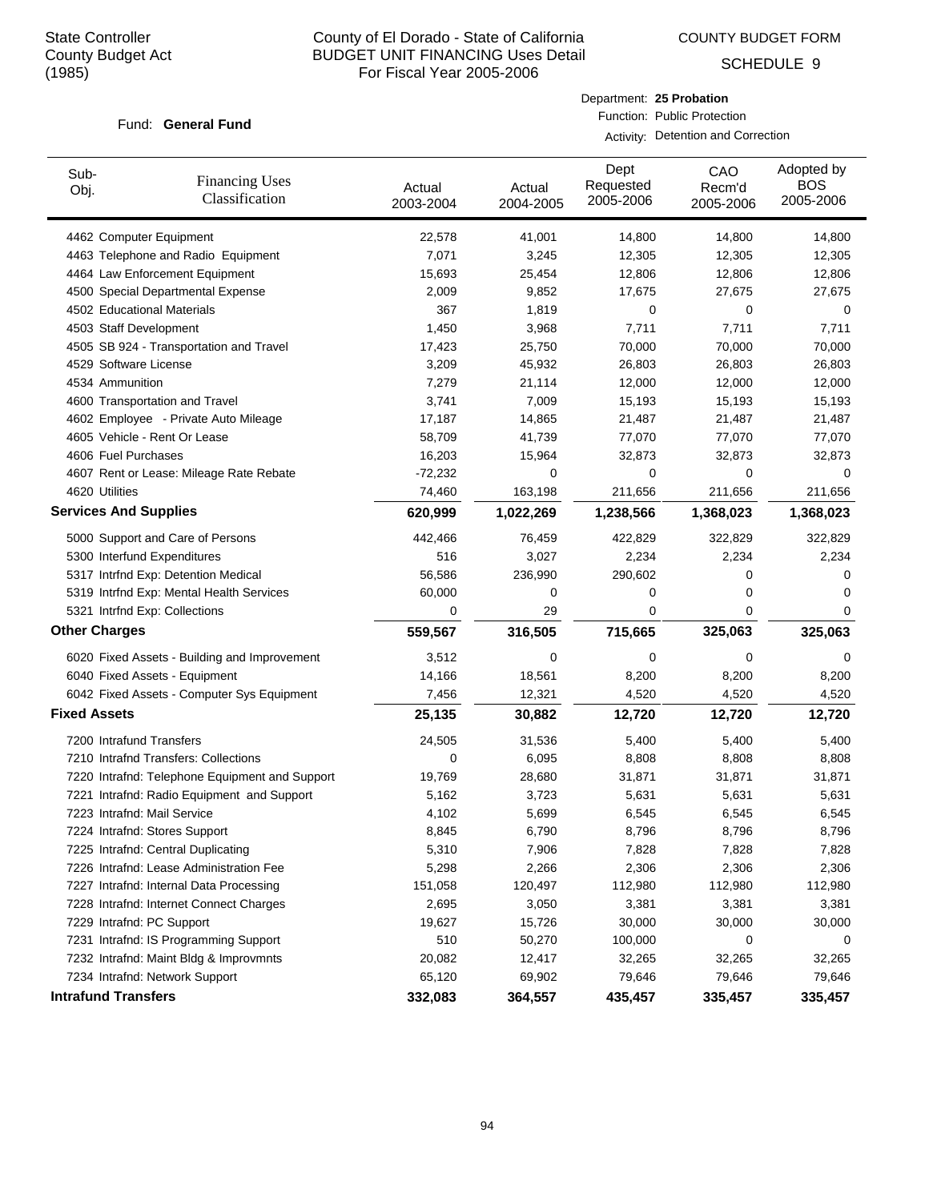State Controller
County Budget Act
(1985)

# County of El Dorado - State of California
## BUDGET UNIT FINANCING Uses Detail
### For Fiscal Year 2005-2006

COUNTY BUDGET FORM

SCHEDULE 9

Fund: **General Fund**

Department: **25 Probation**
Function: Public Protection
Activity: Detention and Correction

| Sub-Obj. | Financing Uses Classification | Actual 2003-2004 | Actual 2004-2005 | Dept Requested 2005-2006 | CAO Recm'd 2005-2006 | Adopted by BOS 2005-2006 |
|---|---|---|---|---|---|---|
| 4462 | Computer Equipment | 22,578 | 41,001 | 14,800 | 14,800 | 14,800 |
| 4463 | Telephone and Radio Equipment | 7,071 | 3,245 | 12,305 | 12,305 | 12,305 |
| 4464 | Law Enforcement Equipment | 15,693 | 25,454 | 12,806 | 12,806 | 12,806 |
| 4500 | Special Departmental Expense | 2,009 | 9,852 | 17,675 | 27,675 | 27,675 |
| 4502 | Educational Materials | 367 | 1,819 | 0 | 0 | 0 |
| 4503 | Staff Development | 1,450 | 3,968 | 7,711 | 7,711 | 7,711 |
| 4505 | SB 924 - Transportation and Travel | 17,423 | 25,750 | 70,000 | 70,000 | 70,000 |
| 4529 | Software License | 3,209 | 45,932 | 26,803 | 26,803 | 26,803 |
| 4534 | Ammunition | 7,279 | 21,114 | 12,000 | 12,000 | 12,000 |
| 4600 | Transportation and Travel | 3,741 | 7,009 | 15,193 | 15,193 | 15,193 |
| 4602 | Employee - Private Auto Mileage | 17,187 | 14,865 | 21,487 | 21,487 | 21,487 |
| 4605 | Vehicle - Rent Or Lease | 58,709 | 41,739 | 77,070 | 77,070 | 77,070 |
| 4606 | Fuel Purchases | 16,203 | 15,964 | 32,873 | 32,873 | 32,873 |
| 4607 | Rent or Lease: Mileage Rate Rebate | -72,232 | 0 | 0 | 0 | 0 |
| 4620 | Utilities | 74,460 | 163,198 | 211,656 | 211,656 | 211,656 |
| **Services And Supplies** | | **620,999** | **1,022,269** | **1,238,566** | **1,368,023** | **1,368,023** |
| 5000 | Support and Care of Persons | 442,466 | 76,459 | 422,829 | 322,829 | 322,829 |
| 5300 | Interfund Expenditures | 516 | 3,027 | 2,234 | 2,234 | 2,234 |
| 5317 | Intrfnd Exp: Detention Medical | 56,586 | 236,990 | 290,602 | 0 | 0 |
| 5319 | Intrfnd Exp: Mental Health Services | 60,000 | 0 | 0 | 0 | 0 |
| 5321 | Intrfnd Exp: Collections | 0 | 29 | 0 | 0 | 0 |
| **Other Charges** | | **559,567** | **316,505** | **715,665** | **325,063** | **325,063** |
| 6020 | Fixed Assets - Building and Improvement | 3,512 | 0 | 0 | 0 | 0 |
| 6040 | Fixed Assets - Equipment | 14,166 | 18,561 | 8,200 | 8,200 | 8,200 |
| 6042 | Fixed Assets - Computer Sys Equipment | 7,456 | 12,321 | 4,520 | 4,520 | 4,520 |
| **Fixed Assets** | | **25,135** | **30,882** | **12,720** | **12,720** | **12,720** |
| 7200 | Intrafund Transfers | 24,505 | 31,536 | 5,400 | 5,400 | 5,400 |
| 7210 | Intrafnd Transfers: Collections | 0 | 6,095 | 8,808 | 8,808 | 8,808 |
| 7220 | Intrafnd: Telephone Equipment and Support | 19,769 | 28,680 | 31,871 | 31,871 | 31,871 |
| 7221 | Intrafnd: Radio Equipment and Support | 5,162 | 3,723 | 5,631 | 5,631 | 5,631 |
| 7223 | Intrafnd: Mail Service | 4,102 | 5,699 | 6,545 | 6,545 | 6,545 |
| 7224 | Intrafnd: Stores Support | 8,845 | 6,790 | 8,796 | 8,796 | 8,796 |
| 7225 | Intrafnd: Central Duplicating | 5,310 | 7,906 | 7,828 | 7,828 | 7,828 |
| 7226 | Intrafnd: Lease Administration Fee | 5,298 | 2,266 | 2,306 | 2,306 | 2,306 |
| 7227 | Intrafnd: Internal Data Processing | 151,058 | 120,497 | 112,980 | 112,980 | 112,980 |
| 7228 | Intrafnd: Internet Connect Charges | 2,695 | 3,050 | 3,381 | 3,381 | 3,381 |
| 7229 | Intrafnd: PC Support | 19,627 | 15,726 | 30,000 | 30,000 | 30,000 |
| 7231 | Intrafnd: IS Programming Support | 510 | 50,270 | 100,000 | 0 | 0 |
| 7232 | Intrafnd: Maint Bldg & Improvmnts | 20,082 | 12,417 | 32,265 | 32,265 | 32,265 |
| 7234 | Intrafnd: Network Support | 65,120 | 69,902 | 79,646 | 79,646 | 79,646 |
| **Intrafund Transfers** | | **332,083** | **364,557** | **435,457** | **335,457** | **335,457** |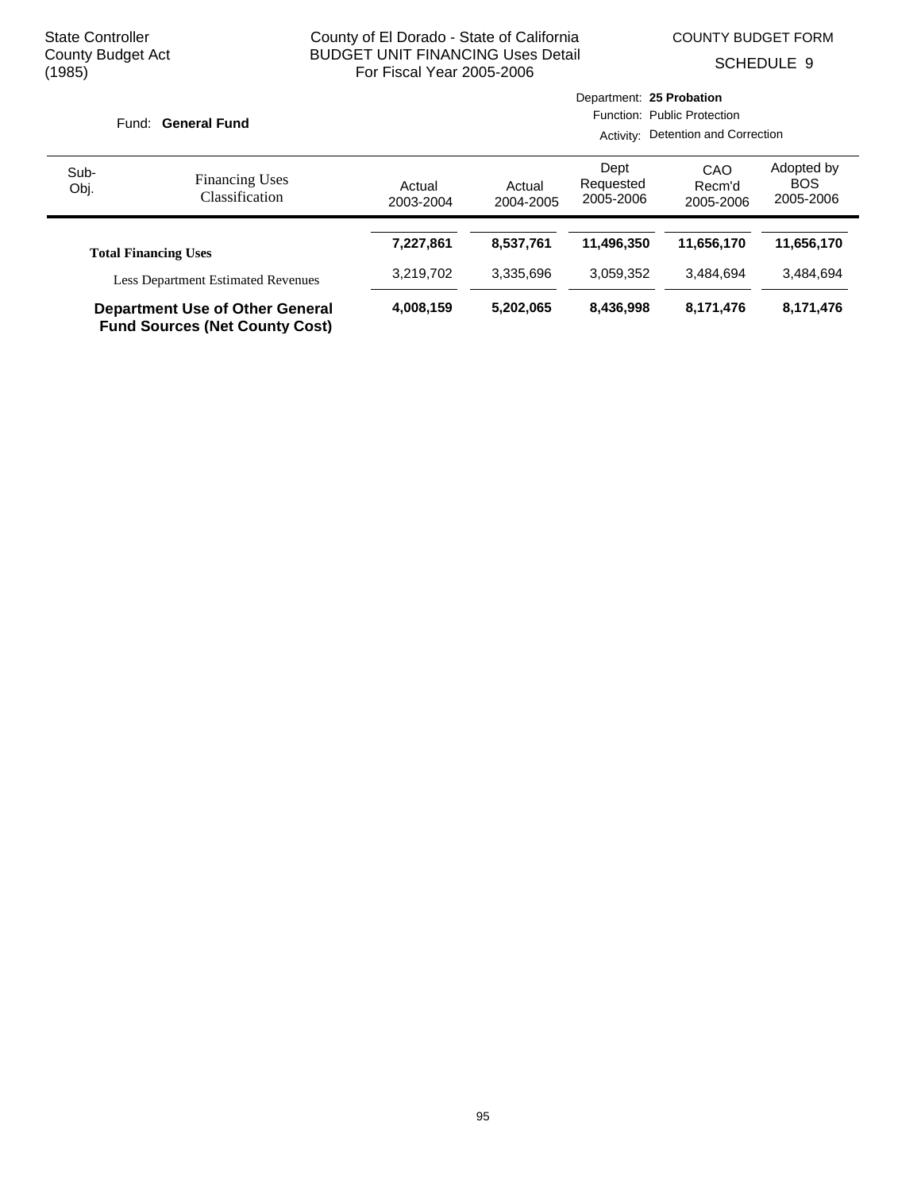State Controller
County Budget Act
(1985)

County of El Dorado - State of California
BUDGET UNIT FINANCING Uses Detail
For Fiscal Year 2005-2006

COUNTY BUDGET FORM
SCHEDULE 9

Fund: **General Fund**

Department: **25 Probation**
Function: Public Protection
Activity: Detention and Correction

| Sub-Obj. | Financing Uses Classification | Actual 2003-2004 | Actual 2004-2005 | Dept Requested 2005-2006 | CAO Recm'd 2005-2006 | Adopted by BOS 2005-2006 |
|---|---|---|---|---|---|---|
| | **Total Financing Uses** | **7,227,861** | **8,537,761** | **11,496,350** | **11,656,170** | **11,656,170** |
| | Less Department Estimated Revenues | 3,219,702 | 3,335,696 | 3,059,352 | 3,484,694 | 3,484,694 |
| | **Department Use of Other General Fund Sources (Net County Cost)** | **4,008,159** | **5,202,065** | **8,436,998** | **8,171,476** | **8,171,476** |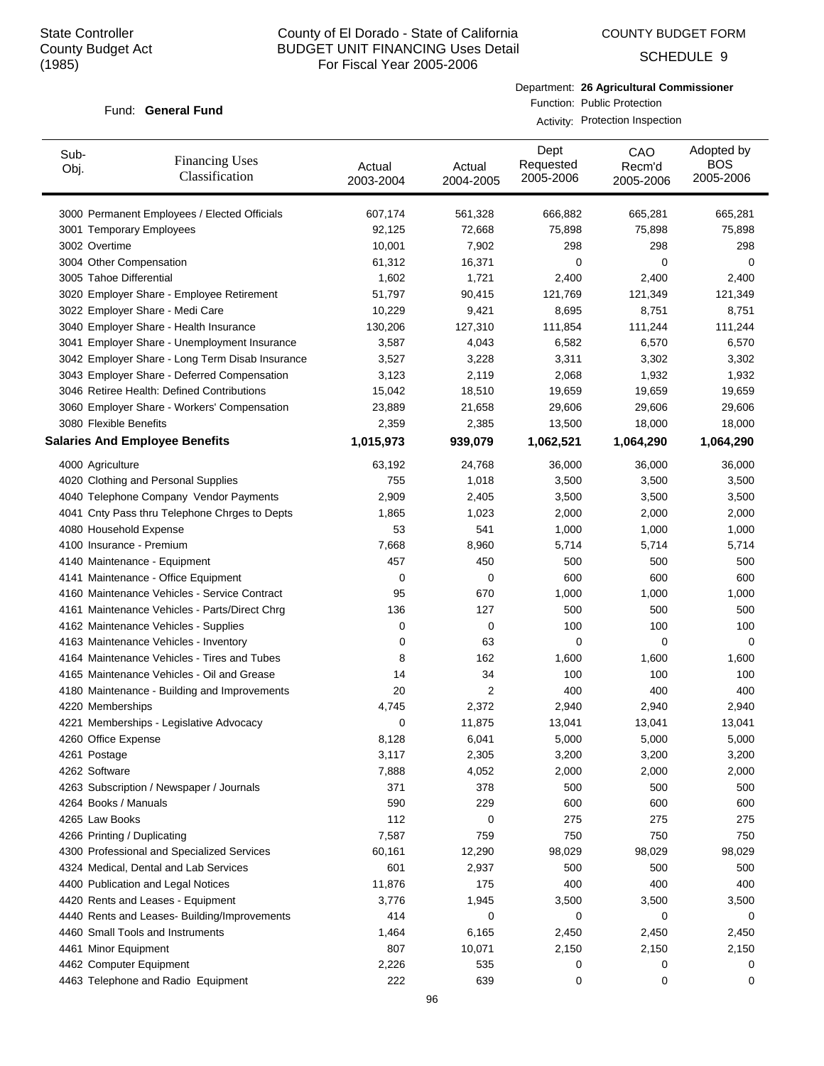State Controller
County Budget Act
(1985)

# County of El Dorado - State of California
## BUDGET UNIT FINANCING Uses Detail
### For Fiscal Year 2005-2006

COUNTY BUDGET FORM
SCHEDULE 9

Fund: **General Fund**

Department: **26 Agricultural Commissioner**
Function: Public Protection
Activity: Protection Inspection

| Sub-Obj. | Financing Uses Classification | Actual 2003-2004 | Actual 2004-2005 | Dept Requested 2005-2006 | CAO Recm'd 2005-2006 | Adopted by BOS 2005-2006 |
|---|---|---|---|---|---|---|
| 3000 | Permanent Employees / Elected Officials | 607,174 | 561,328 | 666,882 | 665,281 | 665,281 |
| 3001 | Temporary Employees | 92,125 | 72,668 | 75,898 | 75,898 | 75,898 |
| 3002 | Overtime | 10,001 | 7,902 | 298 | 298 | 298 |
| 3004 | Other Compensation | 61,312 | 16,371 | 0 | 0 | 0 |
| 3005 | Tahoe Differential | 1,602 | 1,721 | 2,400 | 2,400 | 2,400 |
| 3020 | Employer Share - Employee Retirement | 51,797 | 90,415 | 121,769 | 121,349 | 121,349 |
| 3022 | Employer Share - Medi Care | 10,229 | 9,421 | 8,695 | 8,751 | 8,751 |
| 3040 | Employer Share - Health Insurance | 130,206 | 127,310 | 111,854 | 111,244 | 111,244 |
| 3041 | Employer Share - Unemployment Insurance | 3,587 | 4,043 | 6,582 | 6,570 | 6,570 |
| 3042 | Employer Share - Long Term Disab Insurance | 3,527 | 3,228 | 3,311 | 3,302 | 3,302 |
| 3043 | Employer Share - Deferred Compensation | 3,123 | 2,119 | 2,068 | 1,932 | 1,932 |
| 3046 | Retiree Health: Defined Contributions | 15,042 | 18,510 | 19,659 | 19,659 | 19,659 |
| 3060 | Employer Share - Workers' Compensation | 23,889 | 21,658 | 29,606 | 29,606 | 29,606 |
| 3080 | Flexible Benefits | 2,359 | 2,385 | 13,500 | 18,000 | 18,000 |
| **Salaries And Employee Benefits** | | **1,015,973** | **939,079** | **1,062,521** | **1,064,290** | **1,064,290** |
| 4000 | Agriculture | 63,192 | 24,768 | 36,000 | 36,000 | 36,000 |
| 4020 | Clothing and Personal Supplies | 755 | 1,018 | 3,500 | 3,500 | 3,500 |
| 4040 | Telephone Company Vendor Payments | 2,909 | 2,405 | 3,500 | 3,500 | 3,500 |
| 4041 | Cnty Pass thru Telephone Chrges to Depts | 1,865 | 1,023 | 2,000 | 2,000 | 2,000 |
| 4080 | Household Expense | 53 | 541 | 1,000 | 1,000 | 1,000 |
| 4100 | Insurance - Premium | 7,668 | 8,960 | 5,714 | 5,714 | 5,714 |
| 4140 | Maintenance - Equipment | 457 | 450 | 500 | 500 | 500 |
| 4141 | Maintenance - Office Equipment | 0 | 0 | 600 | 600 | 600 |
| 4160 | Maintenance Vehicles - Service Contract | 95 | 670 | 1,000 | 1,000 | 1,000 |
| 4161 | Maintenance Vehicles - Parts/Direct Chrg | 136 | 127 | 500 | 500 | 500 |
| 4162 | Maintenance Vehicles - Supplies | 0 | 0 | 100 | 100 | 100 |
| 4163 | Maintenance Vehicles - Inventory | 0 | 63 | 0 | 0 | 0 |
| 4164 | Maintenance Vehicles - Tires and Tubes | 8 | 162 | 1,600 | 1,600 | 1,600 |
| 4165 | Maintenance Vehicles - Oil and Grease | 14 | 34 | 100 | 100 | 100 |
| 4180 | Maintenance - Building and Improvements | 20 | 2 | 400 | 400 | 400 |
| 4220 | Memberships | 4,745 | 2,372 | 2,940 | 2,940 | 2,940 |
| 4221 | Memberships - Legislative Advocacy | 0 | 11,875 | 13,041 | 13,041 | 13,041 |
| 4260 | Office Expense | 8,128 | 6,041 | 5,000 | 5,000 | 5,000 |
| 4261 | Postage | 3,117 | 2,305 | 3,200 | 3,200 | 3,200 |
| 4262 | Software | 7,888 | 4,052 | 2,000 | 2,000 | 2,000 |
| 4263 | Subscription / Newspaper / Journals | 371 | 378 | 500 | 500 | 500 |
| 4264 | Books / Manuals | 590 | 229 | 600 | 600 | 600 |
| 4265 | Law Books | 112 | 0 | 275 | 275 | 275 |
| 4266 | Printing / Duplicating | 7,587 | 759 | 750 | 750 | 750 |
| 4300 | Professional and Specialized Services | 60,161 | 12,290 | 98,029 | 98,029 | 98,029 |
| 4324 | Medical, Dental and Lab Services | 601 | 2,937 | 500 | 500 | 500 |
| 4400 | Publication and Legal Notices | 11,876 | 175 | 400 | 400 | 400 |
| 4420 | Rents and Leases - Equipment | 3,776 | 1,945 | 3,500 | 3,500 | 3,500 |
| 4440 | Rents and Leases- Building/Improvements | 414 | 0 | 0 | 0 | 0 |
| 4460 | Small Tools and Instruments | 1,464 | 6,165 | 2,450 | 2,450 | 2,450 |
| 4461 | Minor Equipment | 807 | 10,071 | 2,150 | 2,150 | 2,150 |
| 4462 | Computer Equipment | 2,226 | 535 | 0 | 0 | 0 |
| 4463 | Telephone and Radio Equipment | 222 | 639 | 0 | 0 | 0 |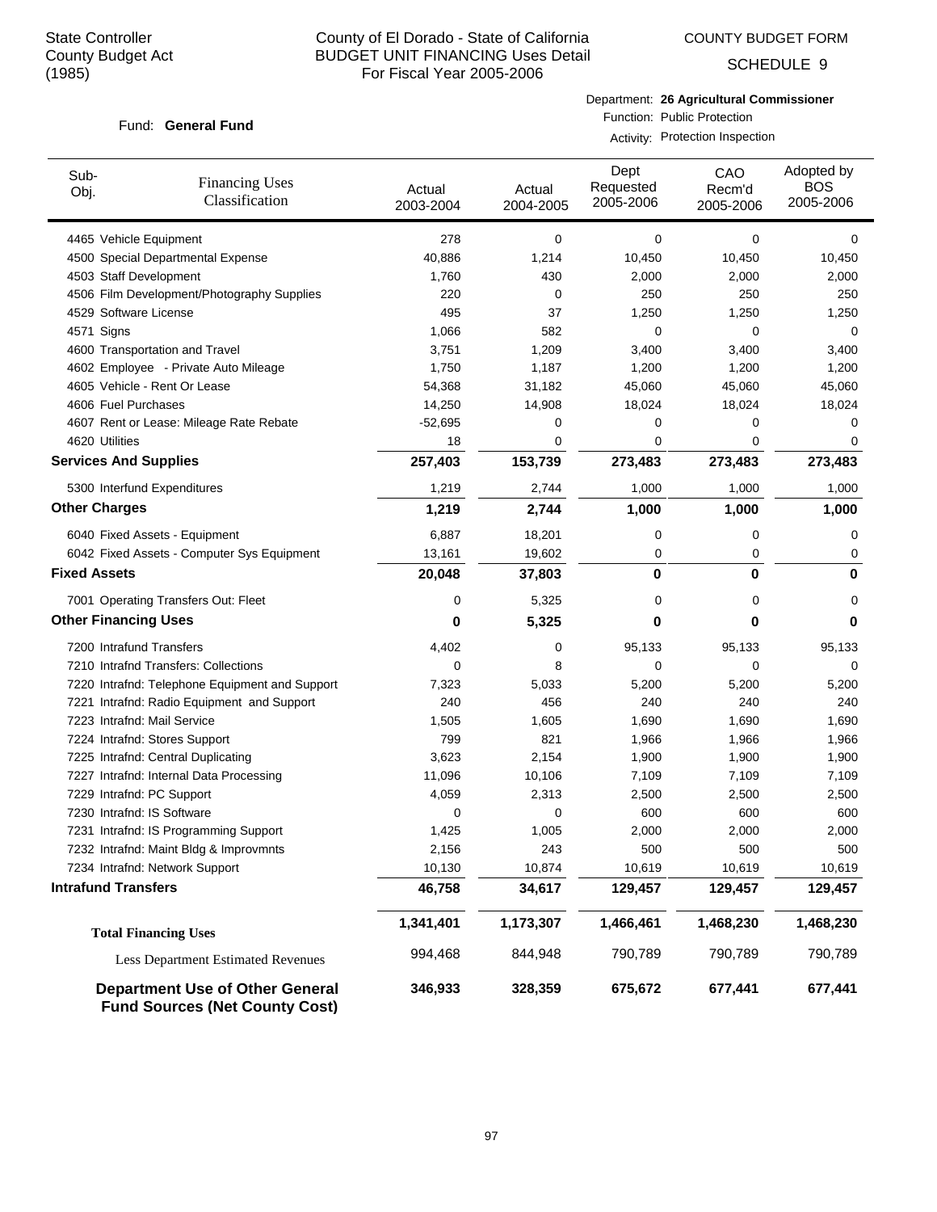State Controller
County Budget Act
(1985)

# County of El Dorado - State of California
## BUDGET UNIT FINANCING Uses Detail
### For Fiscal Year 2005-2006

COUNTY BUDGET FORM

SCHEDULE 9

Fund: **General Fund**

Department: **26 Agricultural Commissioner**
Function: Public Protection
Activity: Protection Inspection

| Sub-Obj. | Financing Uses Classification | Actual 2003-2004 | Actual 2004-2005 | Dept Requested 2005-2006 | CAO Recm'd 2005-2006 | Adopted by BOS 2005-2006 |
|---|---|---|---|---|---|---|
| 4465 | Vehicle Equipment | 278 | 0 | 0 | 0 | 0 |
| 4500 | Special Departmental Expense | 40,886 | 1,214 | 10,450 | 10,450 | 10,450 |
| 4503 | Staff Development | 1,760 | 430 | 2,000 | 2,000 | 2,000 |
| 4506 | Film Development/Photography Supplies | 220 | 0 | 250 | 250 | 250 |
| 4529 | Software License | 495 | 37 | 1,250 | 1,250 | 1,250 |
| 4571 | Signs | 1,066 | 582 | 0 | 0 | 0 |
| 4600 | Transportation and Travel | 3,751 | 1,209 | 3,400 | 3,400 | 3,400 |
| 4602 | Employee - Private Auto Mileage | 1,750 | 1,187 | 1,200 | 1,200 | 1,200 |
| 4605 | Vehicle - Rent Or Lease | 54,368 | 31,182 | 45,060 | 45,060 | 45,060 |
| 4606 | Fuel Purchases | 14,250 | 14,908 | 18,024 | 18,024 | 18,024 |
| 4607 | Rent or Lease: Mileage Rate Rebate | -52,695 | 0 | 0 | 0 | 0 |
| 4620 | Utilities | 18 | 0 | 0 | 0 | 0 |
| **Services And Supplies** | | **257,403** | **153,739** | **273,483** | **273,483** | **273,483** |
| 5300 | Interfund Expenditures | 1,219 | 2,744 | 1,000 | 1,000 | 1,000 |
| **Other Charges** | | **1,219** | **2,744** | **1,000** | **1,000** | **1,000** |
| 6040 | Fixed Assets - Equipment | 6,887 | 18,201 | 0 | 0 | 0 |
| 6042 | Fixed Assets - Computer Sys Equipment | 13,161 | 19,602 | 0 | 0 | 0 |
| **Fixed Assets** | | **20,048** | **37,803** | **0** | **0** | **0** |
| 7001 | Operating Transfers Out: Fleet | 0 | 5,325 | 0 | 0 | 0 |
| **Other Financing Uses** | | **0** | **5,325** | **0** | **0** | **0** |
| 7200 | Intrafund Transfers | 4,402 | 0 | 95,133 | 95,133 | 95,133 |
| 7210 | Intrafnd Transfers: Collections | 0 | 8 | 0 | 0 | 0 |
| 7220 | Intrafnd: Telephone Equipment and Support | 7,323 | 5,033 | 5,200 | 5,200 | 5,200 |
| 7221 | Intrafnd: Radio Equipment and Support | 240 | 456 | 240 | 240 | 240 |
| 7223 | Intrafnd: Mail Service | 1,505 | 1,605 | 1,690 | 1,690 | 1,690 |
| 7224 | Intrafnd: Stores Support | 799 | 821 | 1,966 | 1,966 | 1,966 |
| 7225 | Intrafnd: Central Duplicating | 3,623 | 2,154 | 1,900 | 1,900 | 1,900 |
| 7227 | Intrafnd: Internal Data Processing | 11,096 | 10,106 | 7,109 | 7,109 | 7,109 |
| 7229 | Intrafnd: PC Support | 4,059 | 2,313 | 2,500 | 2,500 | 2,500 |
| 7230 | Intrafnd: IS Software | 0 | 0 | 600 | 600 | 600 |
| 7231 | Intrafnd: IS Programming Support | 1,425 | 1,005 | 2,000 | 2,000 | 2,000 |
| 7232 | Intrafnd: Maint Bldg & Improvmnts | 2,156 | 243 | 500 | 500 | 500 |
| 7234 | Intrafnd: Network Support | 10,130 | 10,874 | 10,619 | 10,619 | 10,619 |
| **Intrafund Transfers** | | **46,758** | **34,617** | **129,457** | **129,457** | **129,457** |
| **Total Financing Uses** | | **1,341,401** | **1,173,307** | **1,466,461** | **1,468,230** | **1,468,230** |
| Less Department Estimated Revenues | | 994,468 | 844,948 | 790,789 | 790,789 | 790,789 |
| **Department Use of Other General Fund Sources (Net County Cost)** | | **346,933** | **328,359** | **675,672** | **677,441** | **677,441** |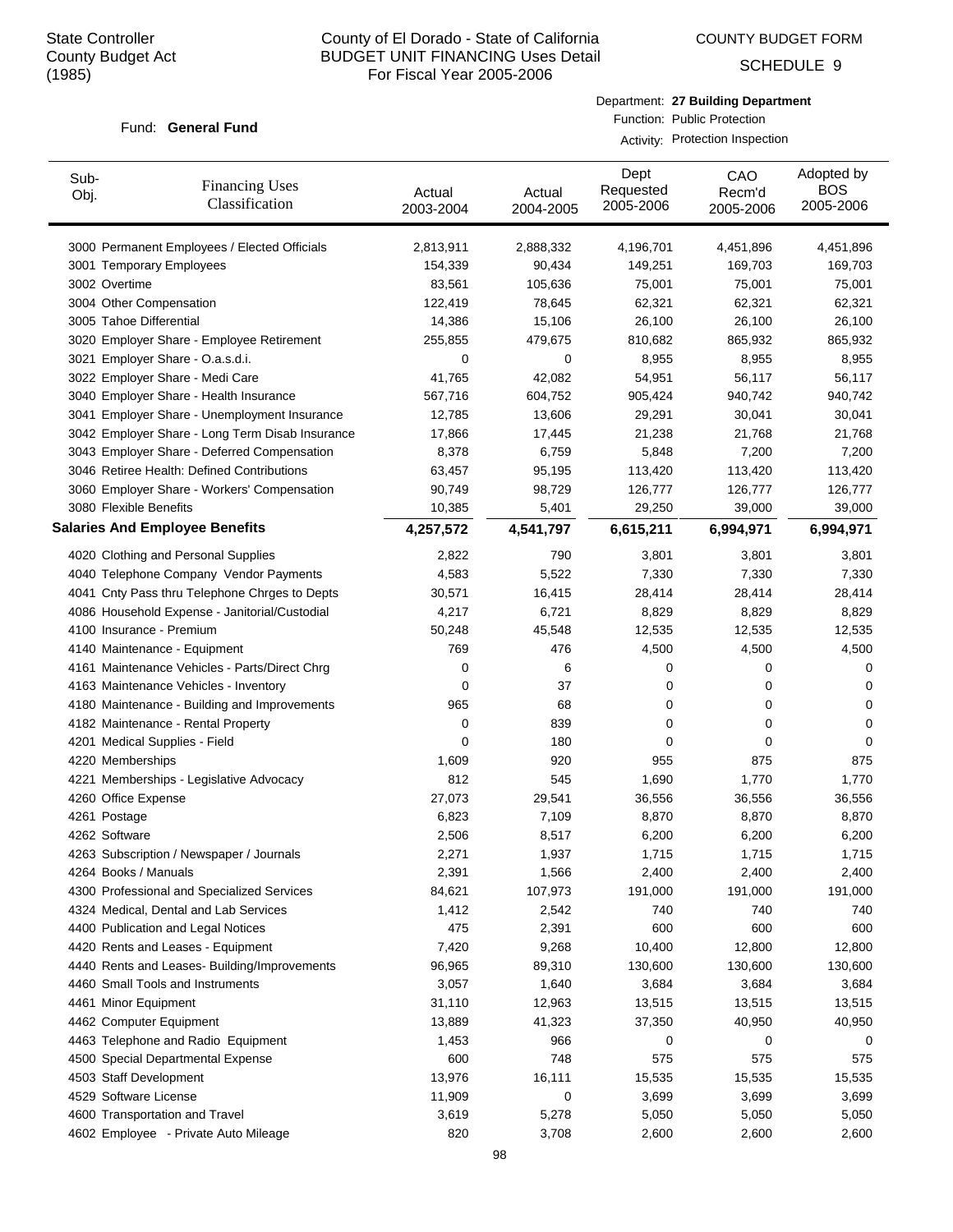State Controller
County Budget Act
(1985)

# County of El Dorado - State of California
## BUDGET UNIT FINANCING Uses Detail
For Fiscal Year 2005-2006

COUNTY BUDGET FORM
SCHEDULE 9

Fund: **General Fund**

Department: **27 Building Department**
Function: Public Protection
Activity: Protection Inspection

| Sub-Obj. | Financing Uses Classification | Actual 2003-2004 | Actual 2004-2005 | Dept Requested 2005-2006 | CAO Recm'd 2005-2006 | Adopted by BOS 2005-2006 |
|---|---|---|---|---|---|---|
| 3000 | Permanent Employees / Elected Officials | 2,813,911 | 2,888,332 | 4,196,701 | 4,451,896 | 4,451,896 |
| 3001 | Temporary Employees | 154,339 | 90,434 | 149,251 | 169,703 | 169,703 |
| 3002 | Overtime | 83,561 | 105,636 | 75,001 | 75,001 | 75,001 |
| 3004 | Other Compensation | 122,419 | 78,645 | 62,321 | 62,321 | 62,321 |
| 3005 | Tahoe Differential | 14,386 | 15,106 | 26,100 | 26,100 | 26,100 |
| 3020 | Employer Share - Employee Retirement | 255,855 | 479,675 | 810,682 | 865,932 | 865,932 |
| 3021 | Employer Share - O.a.s.d.i. | 0 | 0 | 8,955 | 8,955 | 8,955 |
| 3022 | Employer Share - Medi Care | 41,765 | 42,082 | 54,951 | 56,117 | 56,117 |
| 3040 | Employer Share - Health Insurance | 567,716 | 604,752 | 905,424 | 940,742 | 940,742 |
| 3041 | Employer Share - Unemployment Insurance | 12,785 | 13,606 | 29,291 | 30,041 | 30,041 |
| 3042 | Employer Share - Long Term Disab Insurance | 17,866 | 17,445 | 21,238 | 21,768 | 21,768 |
| 3043 | Employer Share - Deferred Compensation | 8,378 | 6,759 | 5,848 | 7,200 | 7,200 |
| 3046 | Retiree Health: Defined Contributions | 63,457 | 95,195 | 113,420 | 113,420 | 113,420 |
| 3060 | Employer Share - Workers' Compensation | 90,749 | 98,729 | 126,777 | 126,777 | 126,777 |
| 3080 | Flexible Benefits | 10,385 | 5,401 | 29,250 | 39,000 | 39,000 |
| **Salaries And Employee Benefits** | | **4,257,572** | **4,541,797** | **6,615,211** | **6,994,971** | **6,994,971** |
| 4020 | Clothing and Personal Supplies | 2,822 | 790 | 3,801 | 3,801 | 3,801 |
| 4040 | Telephone Company Vendor Payments | 4,583 | 5,522 | 7,330 | 7,330 | 7,330 |
| 4041 | Cnty Pass thru Telephone Chrges to Depts | 30,571 | 16,415 | 28,414 | 28,414 | 28,414 |
| 4086 | Household Expense - Janitorial/Custodial | 4,217 | 6,721 | 8,829 | 8,829 | 8,829 |
| 4100 | Insurance - Premium | 50,248 | 45,548 | 12,535 | 12,535 | 12,535 |
| 4140 | Maintenance - Equipment | 769 | 476 | 4,500 | 4,500 | 4,500 |
| 4161 | Maintenance Vehicles - Parts/Direct Chrg | 0 | 6 | 0 | 0 | 0 |
| 4163 | Maintenance Vehicles - Inventory | 0 | 37 | 0 | 0 | 0 |
| 4180 | Maintenance - Building and Improvements | 965 | 68 | 0 | 0 | 0 |
| 4182 | Maintenance - Rental Property | 0 | 839 | 0 | 0 | 0 |
| 4201 | Medical Supplies - Field | 0 | 180 | 0 | 0 | 0 |
| 4220 | Memberships | 1,609 | 920 | 955 | 875 | 875 |
| 4221 | Memberships - Legislative Advocacy | 812 | 545 | 1,690 | 1,770 | 1,770 |
| 4260 | Office Expense | 27,073 | 29,541 | 36,556 | 36,556 | 36,556 |
| 4261 | Postage | 6,823 | 7,109 | 8,870 | 8,870 | 8,870 |
| 4262 | Software | 2,506 | 8,517 | 6,200 | 6,200 | 6,200 |
| 4263 | Subscription / Newspaper / Journals | 2,271 | 1,937 | 1,715 | 1,715 | 1,715 |
| 4264 | Books / Manuals | 2,391 | 1,566 | 2,400 | 2,400 | 2,400 |
| 4300 | Professional and Specialized Services | 84,621 | 107,973 | 191,000 | 191,000 | 191,000 |
| 4324 | Medical, Dental and Lab Services | 1,412 | 2,542 | 740 | 740 | 740 |
| 4400 | Publication and Legal Notices | 475 | 2,391 | 600 | 600 | 600 |
| 4420 | Rents and Leases - Equipment | 7,420 | 9,268 | 10,400 | 12,800 | 12,800 |
| 4440 | Rents and Leases- Building/Improvements | 96,965 | 89,310 | 130,600 | 130,600 | 130,600 |
| 4460 | Small Tools and Instruments | 3,057 | 1,640 | 3,684 | 3,684 | 3,684 |
| 4461 | Minor Equipment | 31,110 | 12,963 | 13,515 | 13,515 | 13,515 |
| 4462 | Computer Equipment | 13,889 | 41,323 | 37,350 | 40,950 | 40,950 |
| 4463 | Telephone and Radio Equipment | 1,453 | 966 | 0 | 0 | 0 |
| 4500 | Special Departmental Expense | 600 | 748 | 575 | 575 | 575 |
| 4503 | Staff Development | 13,976 | 16,111 | 15,535 | 15,535 | 15,535 |
| 4529 | Software License | 11,909 | 0 | 3,699 | 3,699 | 3,699 |
| 4600 | Transportation and Travel | 3,619 | 5,278 | 5,050 | 5,050 | 5,050 |
| 4602 | Employee - Private Auto Mileage | 820 | 3,708 | 2,600 | 2,600 | 2,600 |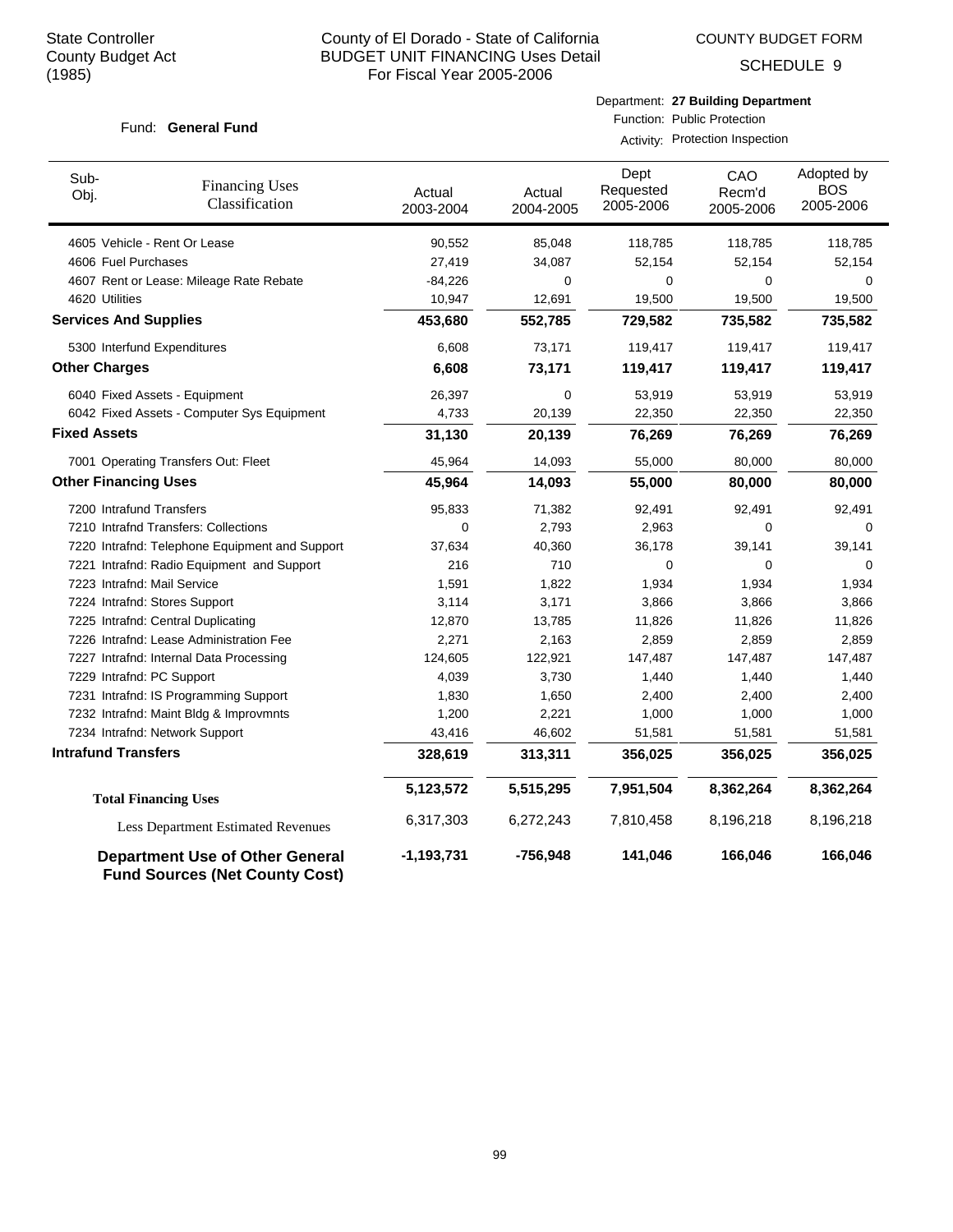State Controller
County Budget Act
(1985)

# County of El Dorado - State of California
## BUDGET UNIT FINANCING Uses Detail
For Fiscal Year 2005-2006

COUNTY BUDGET FORM

SCHEDULE 9

Fund: **General Fund**

Department: **27 Building Department**
Function: Public Protection
Activity: Protection Inspection

| Sub-Obj. | Financing Uses Classification | Actual 2003-2004 | Actual 2004-2005 | Dept Requested 2005-2006 | CAO Recm'd 2005-2006 | Adopted by BOS 2005-2006 |
|---|---|---|---|---|---|---|
| 4605 | Vehicle - Rent Or Lease | 90,552 | 85,048 | 118,785 | 118,785 | 118,785 |
| 4606 | Fuel Purchases | 27,419 | 34,087 | 52,154 | 52,154 | 52,154 |
| 4607 | Rent or Lease: Mileage Rate Rebate | -84,226 | 0 | 0 | 0 | 0 |
| 4620 | Utilities | 10,947 | 12,691 | 19,500 | 19,500 | 19,500 |
| **Services And Supplies** | | **453,680** | **552,785** | **729,582** | **735,582** | **735,582** |
| 5300 | Interfund Expenditures | 6,608 | 73,171 | 119,417 | 119,417 | 119,417 |
| **Other Charges** | | **6,608** | **73,171** | **119,417** | **119,417** | **119,417** |
| 6040 | Fixed Assets - Equipment | 26,397 | 0 | 53,919 | 53,919 | 53,919 |
| 6042 | Fixed Assets - Computer Sys Equipment | 4,733 | 20,139 | 22,350 | 22,350 | 22,350 |
| **Fixed Assets** | | **31,130** | **20,139** | **76,269** | **76,269** | **76,269** |
| 7001 | Operating Transfers Out: Fleet | 45,964 | 14,093 | 55,000 | 80,000 | 80,000 |
| **Other Financing Uses** | | **45,964** | **14,093** | **55,000** | **80,000** | **80,000** |
| 7200 | Intrafund Transfers | 95,833 | 71,382 | 92,491 | 92,491 | 92,491 |
| 7210 | Intrafnd Transfers: Collections | 0 | 2,793 | 2,963 | 0 | 0 |
| 7220 | Intrafnd: Telephone Equipment and Support | 37,634 | 40,360 | 36,178 | 39,141 | 39,141 |
| 7221 | Intrafnd: Radio Equipment and Support | 216 | 710 | 0 | 0 | 0 |
| 7223 | Intrafnd: Mail Service | 1,591 | 1,822 | 1,934 | 1,934 | 1,934 |
| 7224 | Intrafnd: Stores Support | 3,114 | 3,171 | 3,866 | 3,866 | 3,866 |
| 7225 | Intrafnd: Central Duplicating | 12,870 | 13,785 | 11,826 | 11,826 | 11,826 |
| 7226 | Intrafnd: Lease Administration Fee | 2,271 | 2,163 | 2,859 | 2,859 | 2,859 |
| 7227 | Intrafnd: Internal Data Processing | 124,605 | 122,921 | 147,487 | 147,487 | 147,487 |
| 7229 | Intrafnd: PC Support | 4,039 | 3,730 | 1,440 | 1,440 | 1,440 |
| 7231 | Intrafnd: IS Programming Support | 1,830 | 1,650 | 2,400 | 2,400 | 2,400 |
| 7232 | Intrafnd: Maint Bldg & Improvmnts | 1,200 | 2,221 | 1,000 | 1,000 | 1,000 |
| 7234 | Intrafnd: Network Support | 43,416 | 46,602 | 51,581 | 51,581 | 51,581 |
| **Intrafund Transfers** | | **328,619** | **313,311** | **356,025** | **356,025** | **356,025** |
| **Total Financing Uses** | | **5,123,572** | **5,515,295** | **7,951,504** | **8,362,264** | **8,362,264** |
| Less Department Estimated Revenues | | 6,317,303 | 6,272,243 | 7,810,458 | 8,196,218 | 8,196,218 |
| **Department Use of Other General Fund Sources (Net County Cost)** | | **-1,193,731** | **-756,948** | **141,046** | **166,046** | **166,046** |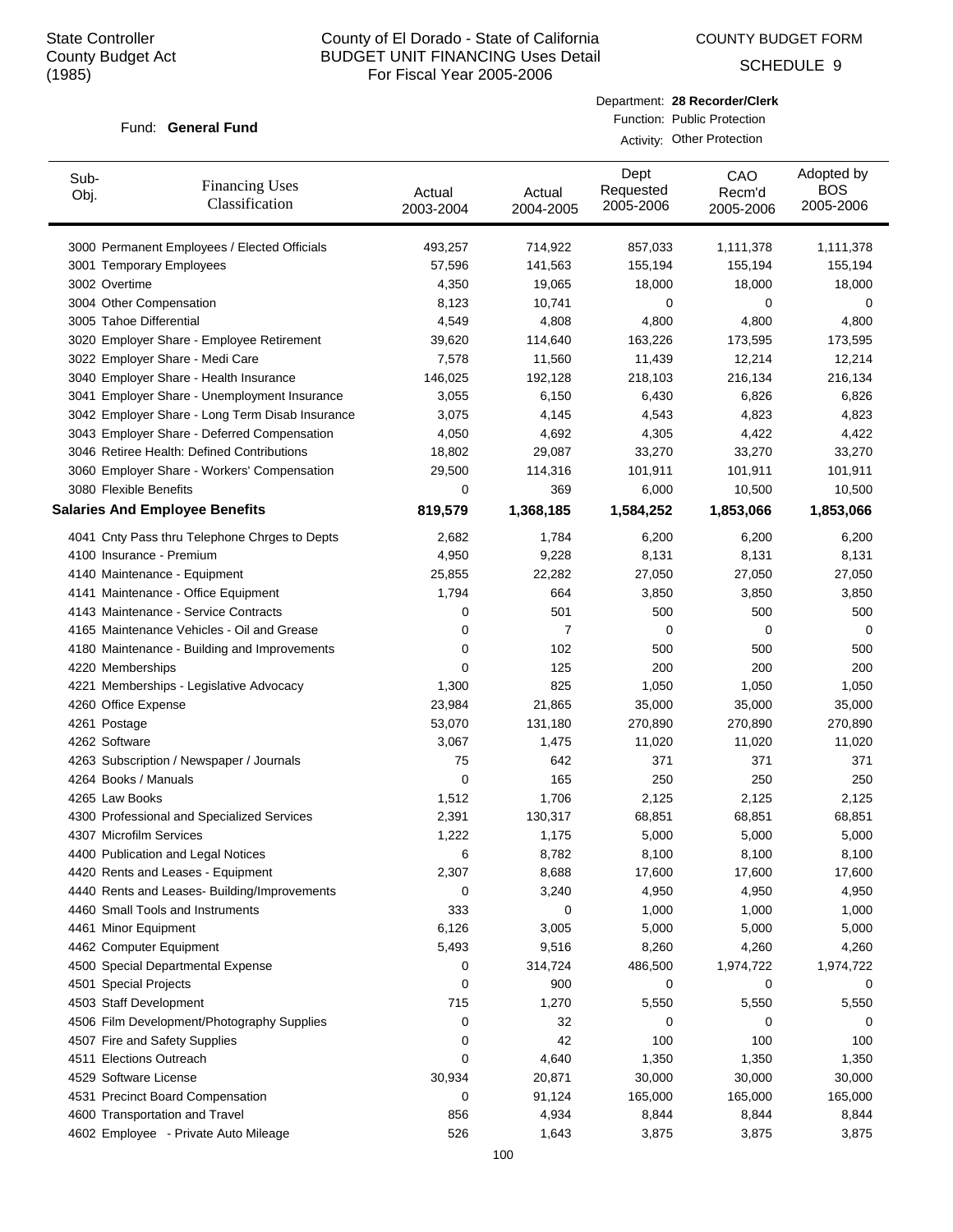State Controller
County Budget Act
(1985)

# County of El Dorado - State of California
## BUDGET UNIT FINANCING Uses Detail
For Fiscal Year 2005-2006

COUNTY BUDGET FORM
SCHEDULE 9

Fund: **General Fund**

Department: **28 Recorder/Clerk**
Function: Public Protection
Activity: Other Protection

| Sub-Obj. | Financing Uses Classification | Actual 2003-2004 | Actual 2004-2005 | Dept Requested 2005-2006 | CAO Recm'd 2005-2006 | Adopted by BOS 2005-2006 |
|---|---|---|---|---|---|---|
| 3000 | Permanent Employees / Elected Officials | 493,257 | 714,922 | 857,033 | 1,111,378 | 1,111,378 |
| 3001 | Temporary Employees | 57,596 | 141,563 | 155,194 | 155,194 | 155,194 |
| 3002 | Overtime | 4,350 | 19,065 | 18,000 | 18,000 | 18,000 |
| 3004 | Other Compensation | 8,123 | 10,741 | 0 | 0 | 0 |
| 3005 | Tahoe Differential | 4,549 | 4,808 | 4,800 | 4,800 | 4,800 |
| 3020 | Employer Share - Employee Retirement | 39,620 | 114,640 | 163,226 | 173,595 | 173,595 |
| 3022 | Employer Share - Medi Care | 7,578 | 11,560 | 11,439 | 12,214 | 12,214 |
| 3040 | Employer Share - Health Insurance | 146,025 | 192,128 | 218,103 | 216,134 | 216,134 |
| 3041 | Employer Share - Unemployment Insurance | 3,055 | 6,150 | 6,430 | 6,826 | 6,826 |
| 3042 | Employer Share - Long Term Disab Insurance | 3,075 | 4,145 | 4,543 | 4,823 | 4,823 |
| 3043 | Employer Share - Deferred Compensation | 4,050 | 4,692 | 4,305 | 4,422 | 4,422 |
| 3046 | Retiree Health: Defined Contributions | 18,802 | 29,087 | 33,270 | 33,270 | 33,270 |
| 3060 | Employer Share - Workers' Compensation | 29,500 | 114,316 | 101,911 | 101,911 | 101,911 |
| 3080 | Flexible Benefits | 0 | 369 | 6,000 | 10,500 | 10,500 |
| **Salaries And Employee Benefits** | | **819,579** | **1,368,185** | **1,584,252** | **1,853,066** | **1,853,066** |
| 4041 | Cnty Pass thru Telephone Chrges to Depts | 2,682 | 1,784 | 6,200 | 6,200 | 6,200 |
| 4100 | Insurance - Premium | 4,950 | 9,228 | 8,131 | 8,131 | 8,131 |
| 4140 | Maintenance - Equipment | 25,855 | 22,282 | 27,050 | 27,050 | 27,050 |
| 4141 | Maintenance - Office Equipment | 1,794 | 664 | 3,850 | 3,850 | 3,850 |
| 4143 | Maintenance - Service Contracts | 0 | 501 | 500 | 500 | 500 |
| 4165 | Maintenance Vehicles - Oil and Grease | 0 | 7 | 0 | 0 | 0 |
| 4180 | Maintenance - Building and Improvements | 0 | 102 | 500 | 500 | 500 |
| 4220 | Memberships | 0 | 125 | 200 | 200 | 200 |
| 4221 | Memberships - Legislative Advocacy | 1,300 | 825 | 1,050 | 1,050 | 1,050 |
| 4260 | Office Expense | 23,984 | 21,865 | 35,000 | 35,000 | 35,000 |
| 4261 | Postage | 53,070 | 131,180 | 270,890 | 270,890 | 270,890 |
| 4262 | Software | 3,067 | 1,475 | 11,020 | 11,020 | 11,020 |
| 4263 | Subscription / Newspaper / Journals | 75 | 642 | 371 | 371 | 371 |
| 4264 | Books / Manuals | 0 | 165 | 250 | 250 | 250 |
| 4265 | Law Books | 1,512 | 1,706 | 2,125 | 2,125 | 2,125 |
| 4300 | Professional and Specialized Services | 2,391 | 130,317 | 68,851 | 68,851 | 68,851 |
| 4307 | Microfilm Services | 1,222 | 1,175 | 5,000 | 5,000 | 5,000 |
| 4400 | Publication and Legal Notices | 6 | 8,782 | 8,100 | 8,100 | 8,100 |
| 4420 | Rents and Leases - Equipment | 2,307 | 8,688 | 17,600 | 17,600 | 17,600 |
| 4440 | Rents and Leases- Building/Improvements | 0 | 3,240 | 4,950 | 4,950 | 4,950 |
| 4460 | Small Tools and Instruments | 333 | 0 | 1,000 | 1,000 | 1,000 |
| 4461 | Minor Equipment | 6,126 | 3,005 | 5,000 | 5,000 | 5,000 |
| 4462 | Computer Equipment | 5,493 | 9,516 | 8,260 | 4,260 | 4,260 |
| 4500 | Special Departmental Expense | 0 | 314,724 | 486,500 | 1,974,722 | 1,974,722 |
| 4501 | Special Projects | 0 | 900 | 0 | 0 | 0 |
| 4503 | Staff Development | 715 | 1,270 | 5,550 | 5,550 | 5,550 |
| 4506 | Film Development/Photography Supplies | 0 | 32 | 0 | 0 | 0 |
| 4507 | Fire and Safety Supplies | 0 | 42 | 100 | 100 | 100 |
| 4511 | Elections Outreach | 0 | 4,640 | 1,350 | 1,350 | 1,350 |
| 4529 | Software License | 30,934 | 20,871 | 30,000 | 30,000 | 30,000 |
| 4531 | Precinct Board Compensation | 0 | 91,124 | 165,000 | 165,000 | 165,000 |
| 4600 | Transportation and Travel | 856 | 4,934 | 8,844 | 8,844 | 8,844 |
| 4602 | Employee - Private Auto Mileage | 526 | 1,643 | 3,875 | 3,875 | 3,875 |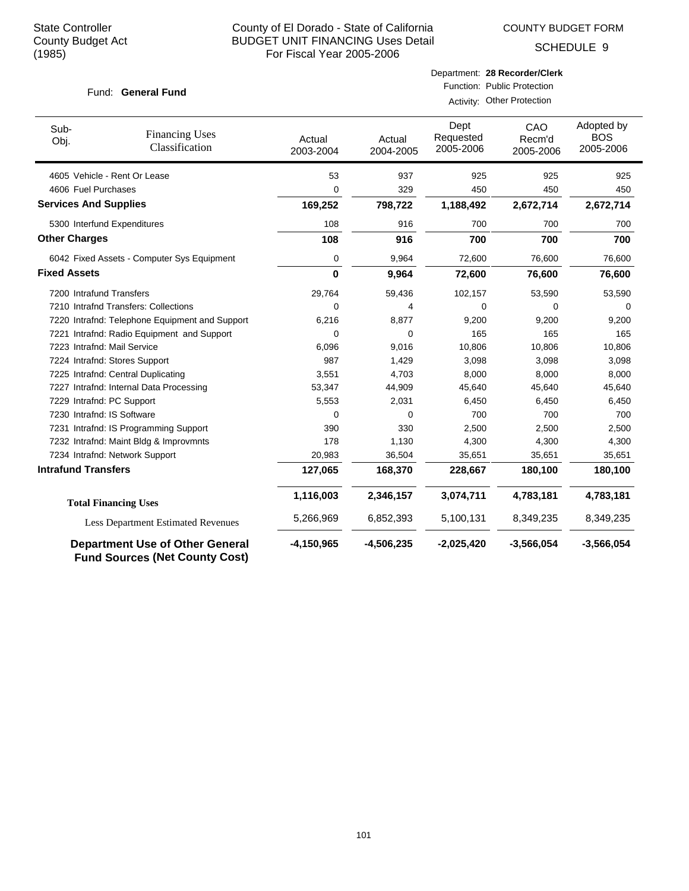State Controller
County Budget Act
(1985)

County of El Dorado - State of California
BUDGET UNIT FINANCING Uses Detail
For Fiscal Year 2005-2006

COUNTY BUDGET FORM
SCHEDULE 9

Fund: **General Fund**

Department: **28 Recorder/Clerk**
Function: Public Protection
Activity: Other Protection

| Sub-Obj. | Financing Uses Classification | Actual 2003-2004 | Actual 2004-2005 | Dept Requested 2005-2006 | CAO Recm'd 2005-2006 | Adopted by BOS 2005-2006 |
|---|---|---|---|---|---|---|
| 4605 | Vehicle - Rent Or Lease | 53 | 937 | 925 | 925 | 925 |
| 4606 | Fuel Purchases | 0 | 329 | 450 | 450 | 450 |
| **Services And Supplies** | | **169,252** | **798,722** | **1,188,492** | **2,672,714** | **2,672,714** |
| 5300 | Interfund Expenditures | 108 | 916 | 700 | 700 | 700 |
| **Other Charges** | | **108** | **916** | **700** | **700** | **700** |
| 6042 | Fixed Assets - Computer Sys Equipment | 0 | 9,964 | 72,600 | 76,600 | 76,600 |
| **Fixed Assets** | | **0** | **9,964** | **72,600** | **76,600** | **76,600** |
| 7200 | Intrafund Transfers | 29,764 | 59,436 | 102,157 | 53,590 | 53,590 |
| 7210 | Intrafnd Transfers: Collections | 0 | 4 | 0 | 0 | 0 |
| 7220 | Intrafnd: Telephone Equipment and Support | 6,216 | 8,877 | 9,200 | 9,200 | 9,200 |
| 7221 | Intrafnd: Radio Equipment and Support | 0 | 0 | 165 | 165 | 165 |
| 7223 | Intrafnd: Mail Service | 6,096 | 9,016 | 10,806 | 10,806 | 10,806 |
| 7224 | Intrafnd: Stores Support | 987 | 1,429 | 3,098 | 3,098 | 3,098 |
| 7225 | Intrafnd: Central Duplicating | 3,551 | 4,703 | 8,000 | 8,000 | 8,000 |
| 7227 | Intrafnd: Internal Data Processing | 53,347 | 44,909 | 45,640 | 45,640 | 45,640 |
| 7229 | Intrafnd: PC Support | 5,553 | 2,031 | 6,450 | 6,450 | 6,450 |
| 7230 | Intrafnd: IS Software | 0 | 0 | 700 | 700 | 700 |
| 7231 | Intrafnd: IS Programming Support | 390 | 330 | 2,500 | 2,500 | 2,500 |
| 7232 | Intrafnd: Maint Bldg & Improvmnts | 178 | 1,130 | 4,300 | 4,300 | 4,300 |
| 7234 | Intrafnd: Network Support | 20,983 | 36,504 | 35,651 | 35,651 | 35,651 |
| **Intrafund Transfers** | | **127,065** | **168,370** | **228,667** | **180,100** | **180,100** |
| **Total Financing Uses** | | **1,116,003** | **2,346,157** | **3,074,711** | **4,783,181** | **4,783,181** |
| Less Department Estimated Revenues | | 5,266,969 | 6,852,393 | 5,100,131 | 8,349,235 | 8,349,235 |
| **Department Use of Other General Fund Sources (Net County Cost)** | | **-4,150,965** | **-4,506,235** | **-2,025,420** | **-3,566,054** | **-3,566,054** |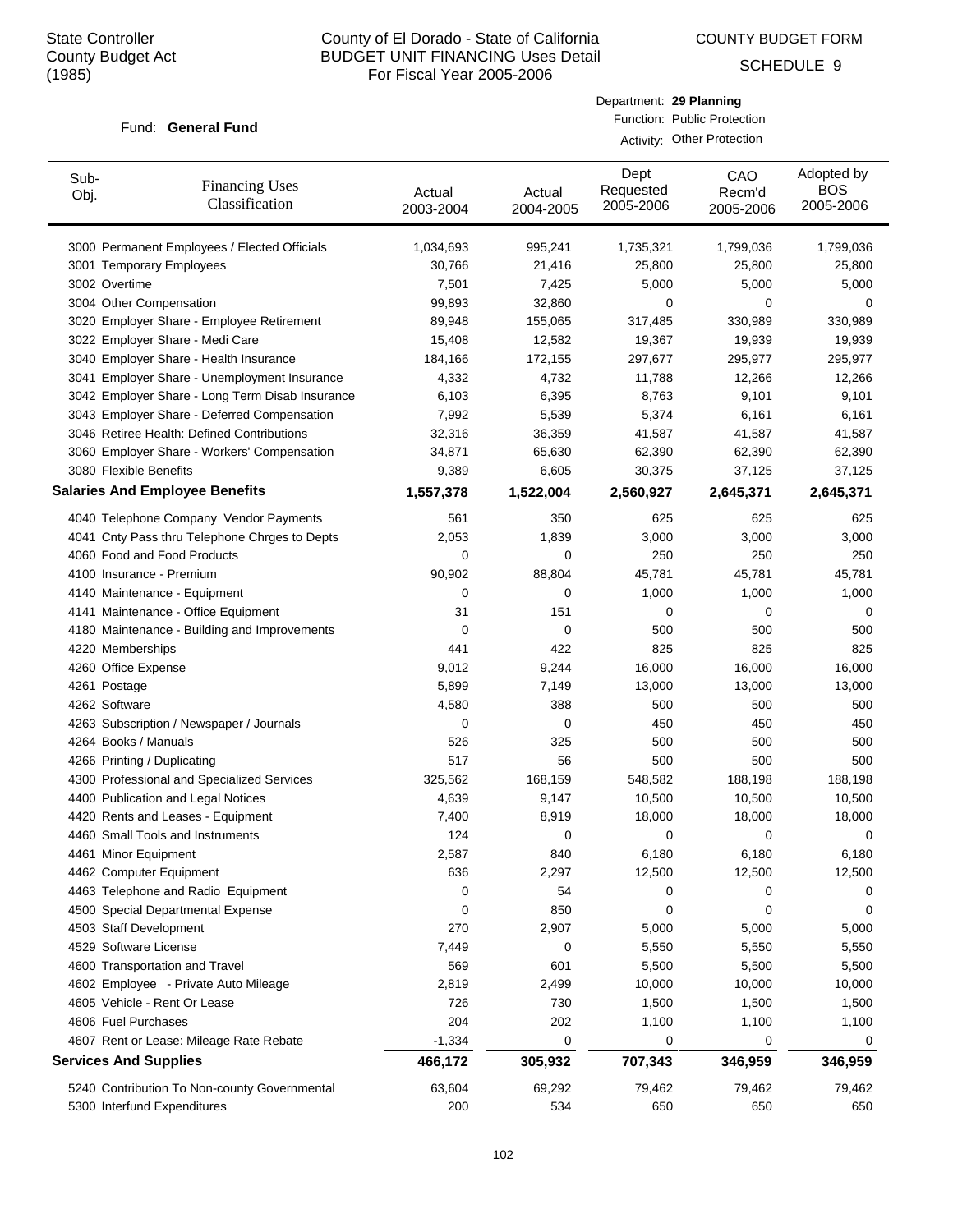State Controller
County Budget Act
(1985)

# County of El Dorado - State of California
## BUDGET UNIT FINANCING Uses Detail
For Fiscal Year 2005-2006

COUNTY BUDGET FORM
SCHEDULE 9

Fund: **General Fund**

Department: **29 Planning**
Function: Public Protection
Activity: Other Protection

| Sub-Obj. | Financing Uses Classification | Actual 2003-2004 | Actual 2004-2005 | Dept Requested 2005-2006 | CAO Recm'd 2005-2006 | Adopted by BOS 2005-2006 |
|---|---|---|---|---|---|---|
| 3000 | Permanent Employees / Elected Officials | 1,034,693 | 995,241 | 1,735,321 | 1,799,036 | 1,799,036 |
| 3001 | Temporary Employees | 30,766 | 21,416 | 25,800 | 25,800 | 25,800 |
| 3002 | Overtime | 7,501 | 7,425 | 5,000 | 5,000 | 5,000 |
| 3004 | Other Compensation | 99,893 | 32,860 | 0 | 0 | 0 |
| 3020 | Employer Share - Employee Retirement | 89,948 | 155,065 | 317,485 | 330,989 | 330,989 |
| 3022 | Employer Share - Medi Care | 15,408 | 12,582 | 19,367 | 19,939 | 19,939 |
| 3040 | Employer Share - Health Insurance | 184,166 | 172,155 | 297,677 | 295,977 | 295,977 |
| 3041 | Employer Share - Unemployment Insurance | 4,332 | 4,732 | 11,788 | 12,266 | 12,266 |
| 3042 | Employer Share - Long Term Disab Insurance | 6,103 | 6,395 | 8,763 | 9,101 | 9,101 |
| 3043 | Employer Share - Deferred Compensation | 7,992 | 5,539 | 5,374 | 6,161 | 6,161 |
| 3046 | Retiree Health: Defined Contributions | 32,316 | 36,359 | 41,587 | 41,587 | 41,587 |
| 3060 | Employer Share - Workers' Compensation | 34,871 | 65,630 | 62,390 | 62,390 | 62,390 |
| 3080 | Flexible Benefits | 9,389 | 6,605 | 30,375 | 37,125 | 37,125 |
| **Salaries And Employee Benefits** | | **1,557,378** | **1,522,004** | **2,560,927** | **2,645,371** | **2,645,371** |
| 4040 | Telephone Company Vendor Payments | 561 | 350 | 625 | 625 | 625 |
| 4041 | Cnty Pass thru Telephone Chrges to Depts | 2,053 | 1,839 | 3,000 | 3,000 | 3,000 |
| 4060 | Food and Food Products | 0 | 0 | 250 | 250 | 250 |
| 4100 | Insurance - Premium | 90,902 | 88,804 | 45,781 | 45,781 | 45,781 |
| 4140 | Maintenance - Equipment | 0 | 0 | 1,000 | 1,000 | 1,000 |
| 4141 | Maintenance - Office Equipment | 31 | 151 | 0 | 0 | 0 |
| 4180 | Maintenance - Building and Improvements | 0 | 0 | 500 | 500 | 500 |
| 4220 | Memberships | 441 | 422 | 825 | 825 | 825 |
| 4260 | Office Expense | 9,012 | 9,244 | 16,000 | 16,000 | 16,000 |
| 4261 | Postage | 5,899 | 7,149 | 13,000 | 13,000 | 13,000 |
| 4262 | Software | 4,580 | 388 | 500 | 500 | 500 |
| 4263 | Subscription / Newspaper / Journals | 0 | 0 | 450 | 450 | 450 |
| 4264 | Books / Manuals | 526 | 325 | 500 | 500 | 500 |
| 4266 | Printing / Duplicating | 517 | 56 | 500 | 500 | 500 |
| 4300 | Professional and Specialized Services | 325,562 | 168,159 | 548,582 | 188,198 | 188,198 |
| 4400 | Publication and Legal Notices | 4,639 | 9,147 | 10,500 | 10,500 | 10,500 |
| 4420 | Rents and Leases - Equipment | 7,400 | 8,919 | 18,000 | 18,000 | 18,000 |
| 4460 | Small Tools and Instruments | 124 | 0 | 0 | 0 | 0 |
| 4461 | Minor Equipment | 2,587 | 840 | 6,180 | 6,180 | 6,180 |
| 4462 | Computer Equipment | 636 | 2,297 | 12,500 | 12,500 | 12,500 |
| 4463 | Telephone and Radio Equipment | 0 | 54 | 0 | 0 | 0 |
| 4500 | Special Departmental Expense | 0 | 850 | 0 | 0 | 0 |
| 4503 | Staff Development | 270 | 2,907 | 5,000 | 5,000 | 5,000 |
| 4529 | Software License | 7,449 | 0 | 5,550 | 5,550 | 5,550 |
| 4600 | Transportation and Travel | 569 | 601 | 5,500 | 5,500 | 5,500 |
| 4602 | Employee - Private Auto Mileage | 2,819 | 2,499 | 10,000 | 10,000 | 10,000 |
| 4605 | Vehicle - Rent Or Lease | 726 | 730 | 1,500 | 1,500 | 1,500 |
| 4606 | Fuel Purchases | 204 | 202 | 1,100 | 1,100 | 1,100 |
| 4607 | Rent or Lease: Mileage Rate Rebate | -1,334 | 0 | 0 | 0 | 0 |
| **Services And Supplies** | | **466,172** | **305,932** | **707,343** | **346,959** | **346,959** |
| 5240 | Contribution To Non-county Governmental | 63,604 | 69,292 | 79,462 | 79,462 | 79,462 |
| 5300 | Interfund Expenditures | 200 | 534 | 650 | 650 | 650 |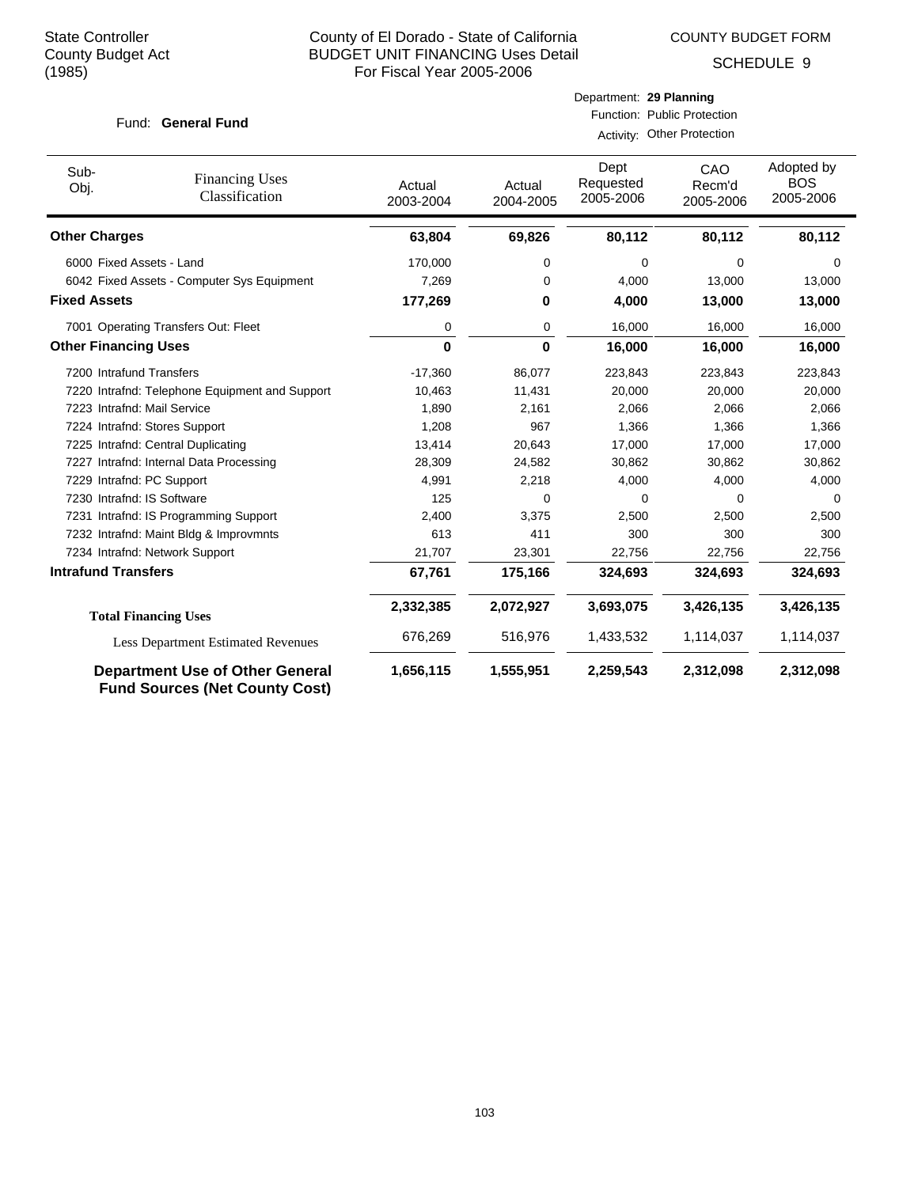State Controller
County Budget Act
(1985)

County of El Dorado - State of California
BUDGET UNIT FINANCING Uses Detail
For Fiscal Year 2005-2006

COUNTY BUDGET FORM
SCHEDULE 9

Fund: **General Fund**

Department: **29 Planning**
Function: Public Protection
Activity: Other Protection

| Sub-Obj. | Financing Uses Classification | Actual 2003-2004 | Actual 2004-2005 | Dept Requested 2005-2006 | CAO Recm'd 2005-2006 | Adopted by BOS 2005-2006 |
|---|---|---|---|---|---|---|
| **Other Charges** | | **63,804** | **69,826** | **80,112** | **80,112** | **80,112** |
| 6000 | Fixed Assets - Land | 170,000 | 0 | 0 | 0 | 0 |
| 6042 | Fixed Assets - Computer Sys Equipment | 7,269 | 0 | 4,000 | 13,000 | 13,000 |
| **Fixed Assets** | | **177,269** | **0** | **4,000** | **13,000** | **13,000** |
| 7001 | Operating Transfers Out: Fleet | 0 | 0 | 16,000 | 16,000 | 16,000 |
| **Other Financing Uses** | | **0** | **0** | **16,000** | **16,000** | **16,000** |
| 7200 | Intrafund Transfers | -17,360 | 86,077 | 223,843 | 223,843 | 223,843 |
| 7220 | Intrafnd: Telephone Equipment and Support | 10,463 | 11,431 | 20,000 | 20,000 | 20,000 |
| 7223 | Intrafnd: Mail Service | 1,890 | 2,161 | 2,066 | 2,066 | 2,066 |
| 7224 | Intrafnd: Stores Support | 1,208 | 967 | 1,366 | 1,366 | 1,366 |
| 7225 | Intrafnd: Central Duplicating | 13,414 | 20,643 | 17,000 | 17,000 | 17,000 |
| 7227 | Intrafnd: Internal Data Processing | 28,309 | 24,582 | 30,862 | 30,862 | 30,862 |
| 7229 | Intrafnd: PC Support | 4,991 | 2,218 | 4,000 | 4,000 | 4,000 |
| 7230 | Intrafnd: IS Software | 125 | 0 | 0 | 0 | 0 |
| 7231 | Intrafnd: IS Programming Support | 2,400 | 3,375 | 2,500 | 2,500 | 2,500 |
| 7232 | Intrafnd: Maint Bldg & Improvmnts | 613 | 411 | 300 | 300 | 300 |
| 7234 | Intrafnd: Network Support | 21,707 | 23,301 | 22,756 | 22,756 | 22,756 |
| **Intrafund Transfers** | | **67,761** | **175,166** | **324,693** | **324,693** | **324,693** |
| **Total Financing Uses** | | **2,332,385** | **2,072,927** | **3,693,075** | **3,426,135** | **3,426,135** |
| Less Department Estimated Revenues | | 676,269 | 516,976 | 1,433,532 | 1,114,037 | 1,114,037 |
| **Department Use of Other General Fund Sources (Net County Cost)** | | **1,656,115** | **1,555,951** | **2,259,543** | **2,312,098** | **2,312,098** |